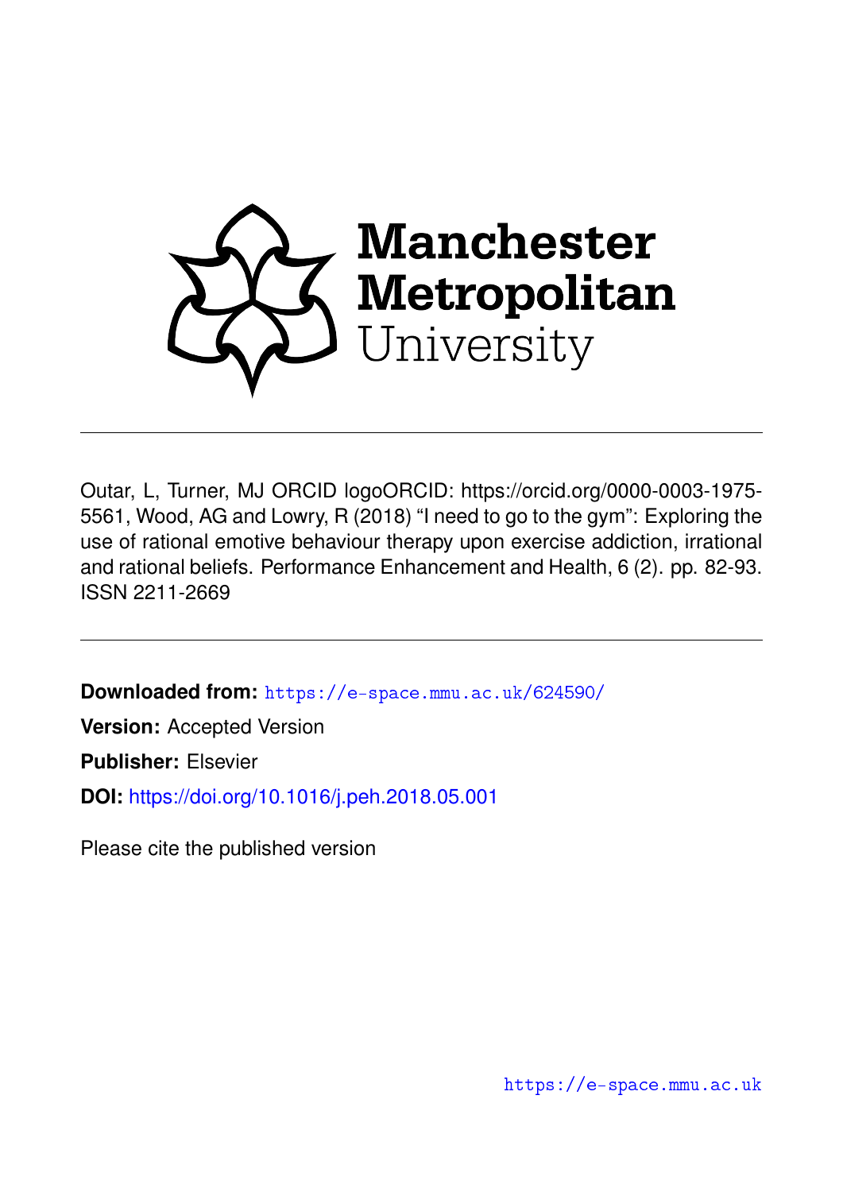Manchester Metropolitan University

Outar, L, Turner, MJ ORCID logoORCID: https://orcid.org/0000-0003-1975-5561, Wood, AG and Lowry, R (2018) "I need to go to the gym": Exploring the use of rational emotive behaviour therapy upon exercise addiction, irrational and rational beliefs. Performance Enhancement and Health, 6 (2). pp. 82-93. ISSN 2211-2669

**Downloaded from:** https://e-space.mmu.ac.uk/624590/

**Version:** Accepted Version

**Publisher:** Elsevier

**DOI:** https://doi.org/10.1016/j.peh.2018.05.001

Please cite the published version

https://e-space.mmu.ac.uk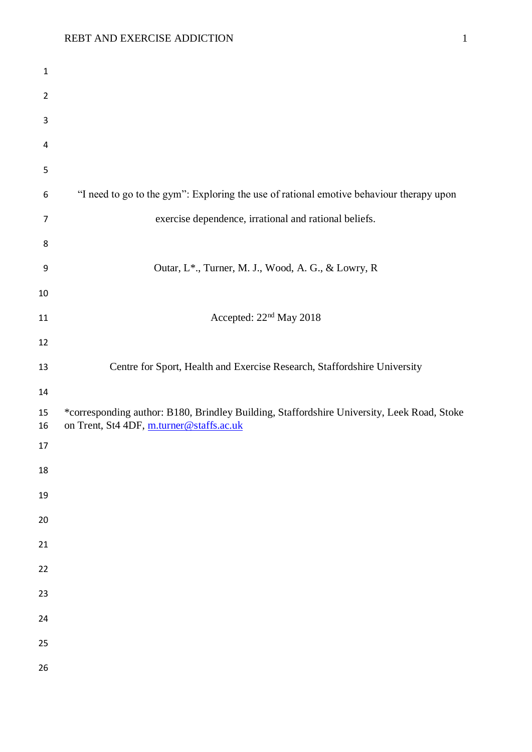# “I need to go to the gym”: Exploring the use of rational emotive behaviour therapy upon exercise dependence, irrational and rational beliefs.

Outar, L*., Turner, M. J., Wood, A. G., & Lowry, R

Accepted: 22nd May 2018

Centre for Sport, Health and Exercise Research, Staffordshire University

*corresponding author: B180, Brindley Building, Staffordshire University, Leek Road, Stoke on Trent, St4 4DF, m.turner@staffs.ac.uk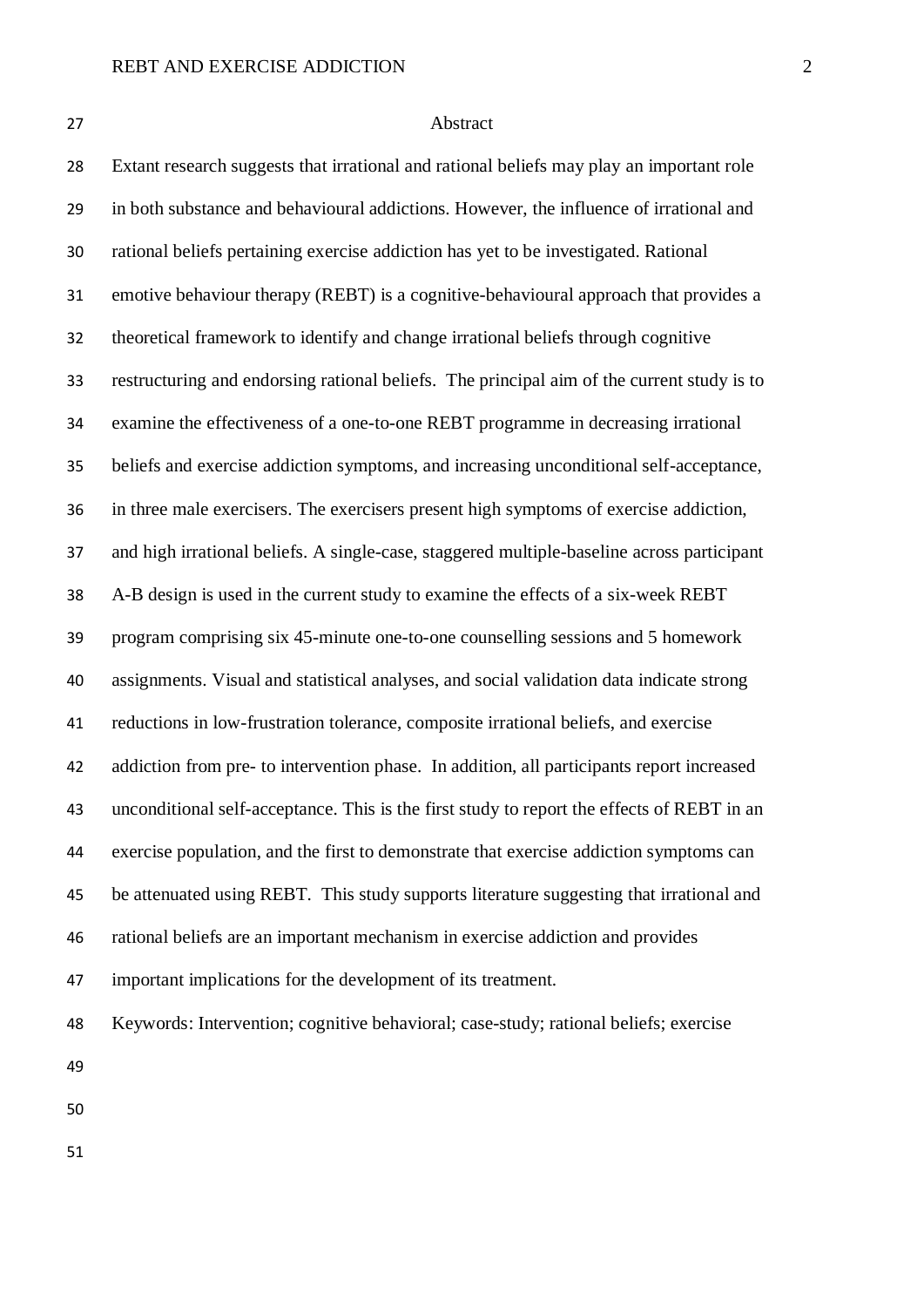## Abstract

Extant research suggests that irrational and rational beliefs may play an important role in both substance and behavioural addictions. However, the influence of irrational and rational beliefs pertaining exercise addiction has yet to be investigated. Rational emotive behaviour therapy (REBT) is a cognitive-behavioural approach that provides a theoretical framework to identify and change irrational beliefs through cognitive restructuring and endorsing rational beliefs. The principal aim of the current study is to examine the effectiveness of a one-to-one REBT programme in decreasing irrational beliefs and exercise addiction symptoms, and increasing unconditional self-acceptance, in three male exercisers. The exercisers present high symptoms of exercise addiction, and high irrational beliefs. A single-case, staggered multiple-baseline across participant A-B design is used in the current study to examine the effects of a six-week REBT program comprising six 45-minute one-to-one counselling sessions and 5 homework assignments. Visual and statistical analyses, and social validation data indicate strong reductions in low-frustration tolerance, composite irrational beliefs, and exercise addiction from pre- to intervention phase. In addition, all participants report increased unconditional self-acceptance. This is the first study to report the effects of REBT in an exercise population, and the first to demonstrate that exercise addiction symptoms can be attenuated using REBT. This study supports literature suggesting that irrational and rational beliefs are an important mechanism in exercise addiction and provides important implications for the development of its treatment.

Keywords: Intervention; cognitive behavioral; case-study; rational beliefs; exercise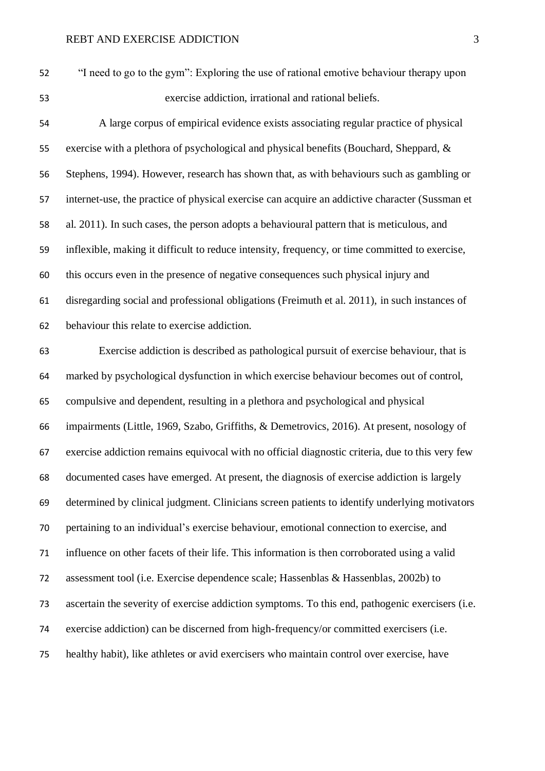# "I need to go to the gym": Exploring the use of rational emotive behaviour therapy upon exercise addiction, irrational and rational beliefs.

A large corpus of empirical evidence exists associating regular practice of physical exercise with a plethora of psychological and physical benefits (Bouchard, Sheppard, & Stephens, 1994). However, research has shown that, as with behaviours such as gambling or internet-use, the practice of physical exercise can acquire an addictive character (Sussman et al. 2011). In such cases, the person adopts a behavioural pattern that is meticulous, and inflexible, making it difficult to reduce intensity, frequency, or time committed to exercise, this occurs even in the presence of negative consequences such physical injury and disregarding social and professional obligations (Freimuth et al. 2011), in such instances of behaviour this relate to exercise addiction.

Exercise addiction is described as pathological pursuit of exercise behaviour, that is marked by psychological dysfunction in which exercise behaviour becomes out of control, compulsive and dependent, resulting in a plethora and psychological and physical impairments (Little, 1969, Szabo, Griffiths, & Demetrovics, 2016). At present, nosology of exercise addiction remains equivocal with no official diagnostic criteria, due to this very few documented cases have emerged. At present, the diagnosis of exercise addiction is largely determined by clinical judgment. Clinicians screen patients to identify underlying motivators pertaining to an individual's exercise behaviour, emotional connection to exercise, and influence on other facets of their life. This information is then corroborated using a valid assessment tool (i.e. Exercise dependence scale; Hassenblas & Hassenblas, 2002b) to ascertain the severity of exercise addiction symptoms. To this end, pathogenic exercisers (i.e. exercise addiction) can be discerned from high-frequency/or committed exercisers (i.e. healthy habit), like athletes or avid exercisers who maintain control over exercise, have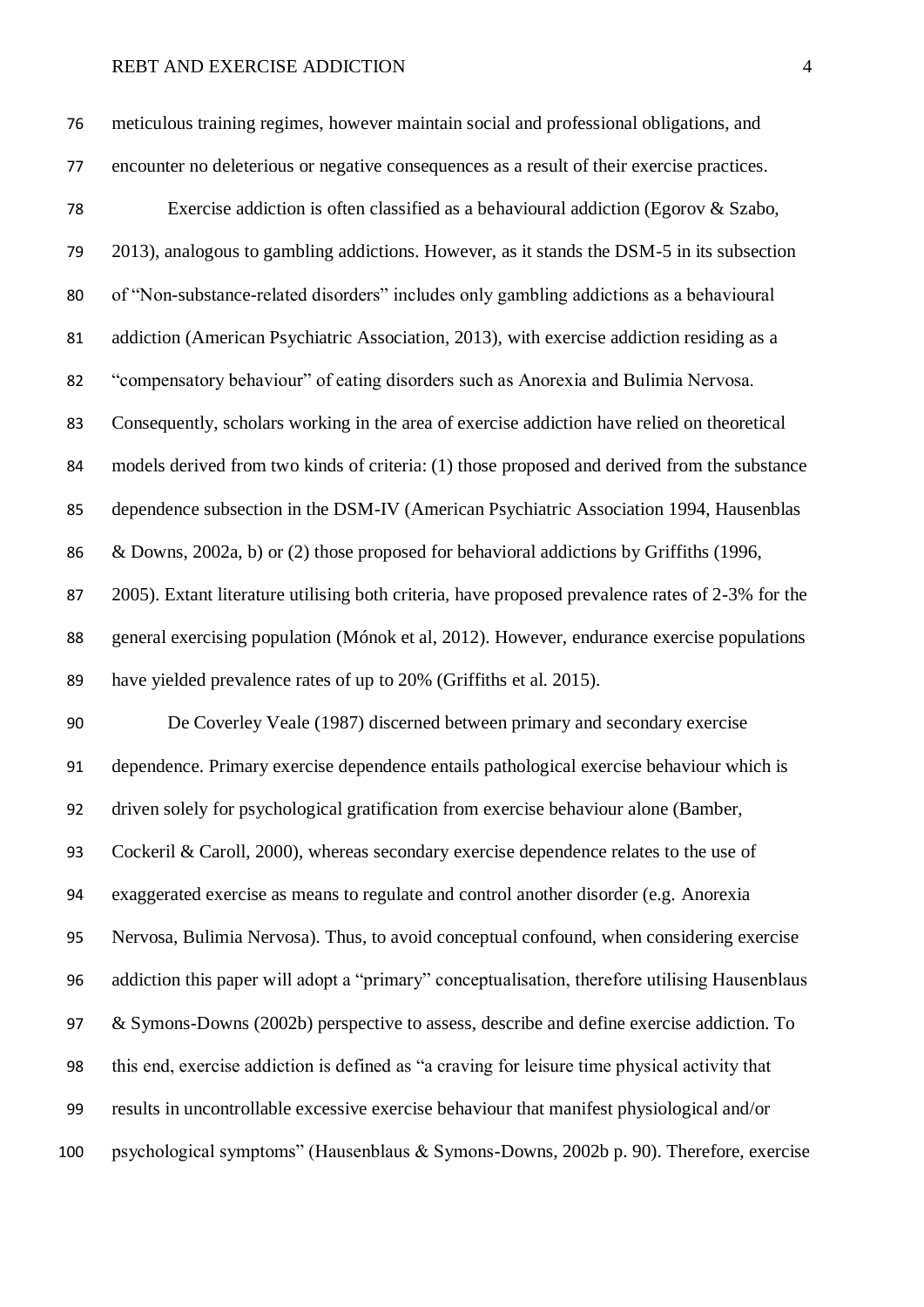meticulous training regimes, however maintain social and professional obligations, and encounter no deleterious or negative consequences as a result of their exercise practices.

Exercise addiction is often classified as a behavioural addiction (Egorov & Szabo, 2013), analogous to gambling addictions. However, as it stands the DSM-5 in its subsection of "Non-substance-related disorders" includes only gambling addictions as a behavioural addiction (American Psychiatric Association, 2013), with exercise addiction residing as a "compensatory behaviour" of eating disorders such as Anorexia and Bulimia Nervosa. Consequently, scholars working in the area of exercise addiction have relied on theoretical models derived from two kinds of criteria: (1) those proposed and derived from the substance dependence subsection in the DSM-IV (American Psychiatric Association 1994, Hausenblas & Downs, 2002a, b) or (2) those proposed for behavioral addictions by Griffiths (1996, 2005). Extant literature utilising both criteria, have proposed prevalence rates of 2-3% for the general exercising population (Mónok et al, 2012). However, endurance exercise populations have yielded prevalence rates of up to 20% (Griffiths et al. 2015).

De Coverley Veale (1987) discerned between primary and secondary exercise dependence. Primary exercise dependence entails pathological exercise behaviour which is driven solely for psychological gratification from exercise behaviour alone (Bamber, Cockeril & Caroll, 2000), whereas secondary exercise dependence relates to the use of exaggerated exercise as means to regulate and control another disorder (e.g. Anorexia Nervosa, Bulimia Nervosa). Thus, to avoid conceptual confound, when considering exercise addiction this paper will adopt a "primary" conceptualisation, therefore utilising Hausenblaus & Symons-Downs (2002b) perspective to assess, describe and define exercise addiction. To this end, exercise addiction is defined as "a craving for leisure time physical activity that results in uncontrollable excessive exercise behaviour that manifest physiological and/or psychological symptoms" (Hausenblaus & Symons-Downs, 2002b p. 90). Therefore, exercise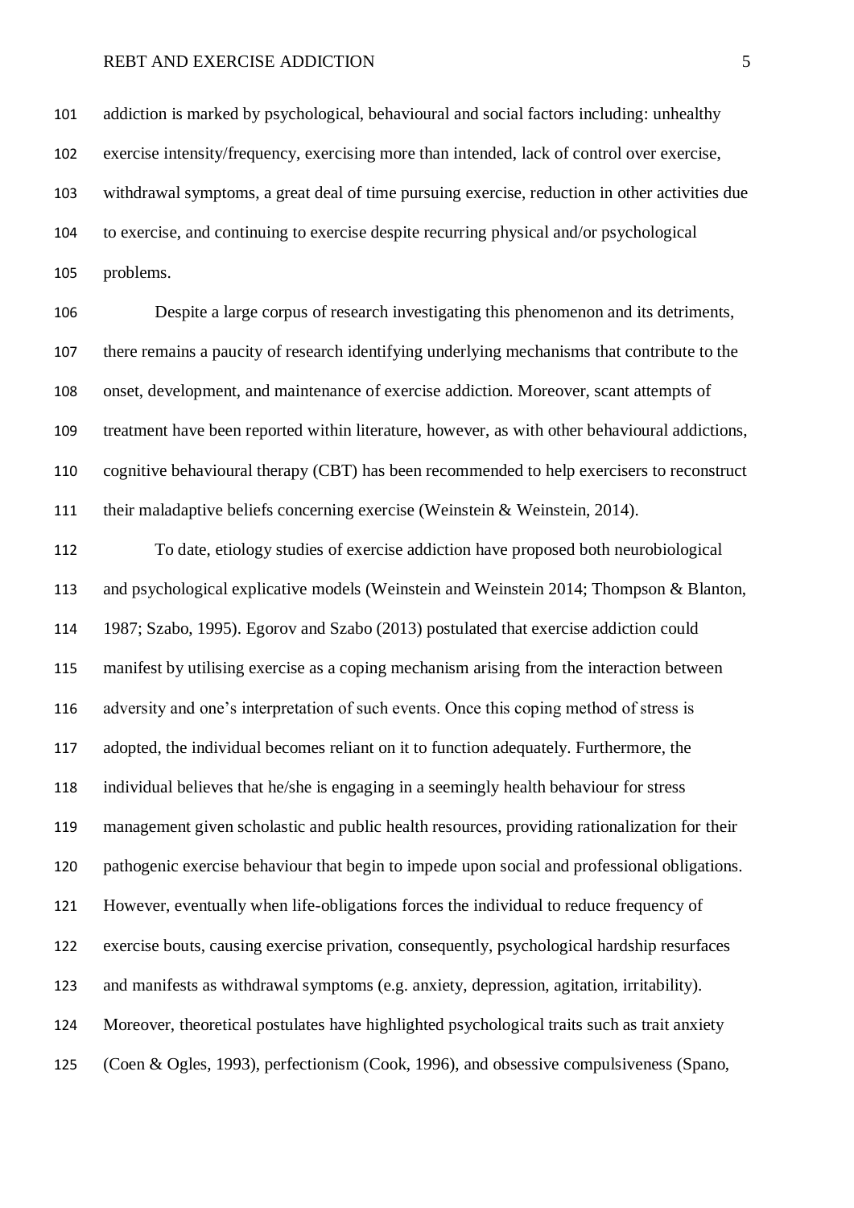addiction is marked by psychological, behavioural and social factors including: unhealthy exercise intensity/frequency, exercising more than intended, lack of control over exercise, withdrawal symptoms, a great deal of time pursuing exercise, reduction in other activities due to exercise, and continuing to exercise despite recurring physical and/or psychological problems.

Despite a large corpus of research investigating this phenomenon and its detriments, there remains a paucity of research identifying underlying mechanisms that contribute to the onset, development, and maintenance of exercise addiction. Moreover, scant attempts of treatment have been reported within literature, however, as with other behavioural addictions, cognitive behavioural therapy (CBT) has been recommended to help exercisers to reconstruct their maladaptive beliefs concerning exercise (Weinstein & Weinstein, 2014).

To date, etiology studies of exercise addiction have proposed both neurobiological and psychological explicative models (Weinstein and Weinstein 2014; Thompson & Blanton, 1987; Szabo, 1995). Egorov and Szabo (2013) postulated that exercise addiction could manifest by utilising exercise as a coping mechanism arising from the interaction between adversity and one's interpretation of such events. Once this coping method of stress is adopted, the individual becomes reliant on it to function adequately. Furthermore, the individual believes that he/she is engaging in a seemingly health behaviour for stress management given scholastic and public health resources, providing rationalization for their pathogenic exercise behaviour that begin to impede upon social and professional obligations. However, eventually when life-obligations forces the individual to reduce frequency of exercise bouts, causing exercise privation, consequently, psychological hardship resurfaces and manifests as withdrawal symptoms (e.g. anxiety, depression, agitation, irritability). Moreover, theoretical postulates have highlighted psychological traits such as trait anxiety (Coen & Ogles, 1993), perfectionism (Cook, 1996), and obsessive compulsiveness (Spano,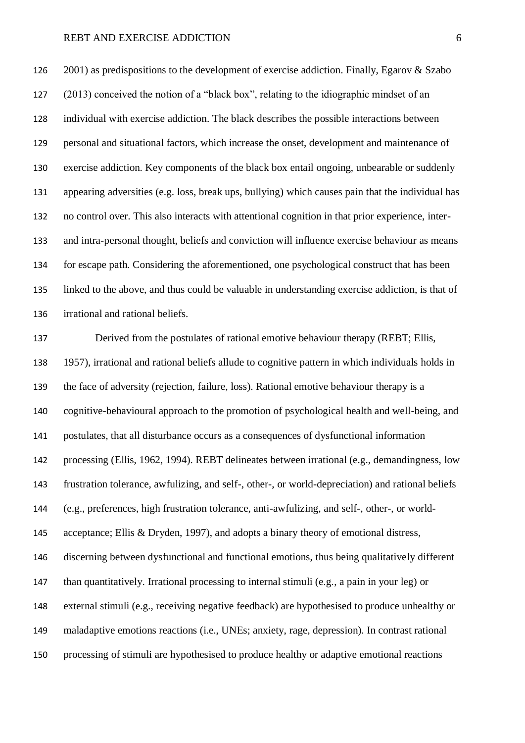2001) as predispositions to the development of exercise addiction. Finally, Egarov & Szabo (2013) conceived the notion of a "black box", relating to the idiographic mindset of an individual with exercise addiction. The black describes the possible interactions between personal and situational factors, which increase the onset, development and maintenance of exercise addiction. Key components of the black box entail ongoing, unbearable or suddenly appearing adversities (e.g. loss, break ups, bullying) which causes pain that the individual has no control over. This also interacts with attentional cognition in that prior experience, inter- and intra-personal thought, beliefs and conviction will influence exercise behaviour as means for escape path. Considering the aforementioned, one psychological construct that has been linked to the above, and thus could be valuable in understanding exercise addiction, is that of irrational and rational beliefs.

Derived from the postulates of rational emotive behaviour therapy (REBT; Ellis, 1957), irrational and rational beliefs allude to cognitive pattern in which individuals holds in the face of adversity (rejection, failure, loss). Rational emotive behaviour therapy is a cognitive-behavioural approach to the promotion of psychological health and well-being, and postulates, that all disturbance occurs as a consequences of dysfunctional information processing (Ellis, 1962, 1994). REBT delineates between irrational (e.g., demandingness, low frustration tolerance, awfulizing, and self-, other-, or world-depreciation) and rational beliefs (e.g., preferences, high frustration tolerance, anti-awfulizing, and self-, other-, or world-acceptance; Ellis & Dryden, 1997), and adopts a binary theory of emotional distress, discerning between dysfunctional and functional emotions, thus being qualitatively different than quantitatively. Irrational processing to internal stimuli (e.g., a pain in your leg) or external stimuli (e.g., receiving negative feedback) are hypothesised to produce unhealthy or maladaptive emotions reactions (i.e., UNEs; anxiety, rage, depression). In contrast rational processing of stimuli are hypothesised to produce healthy or adaptive emotional reactions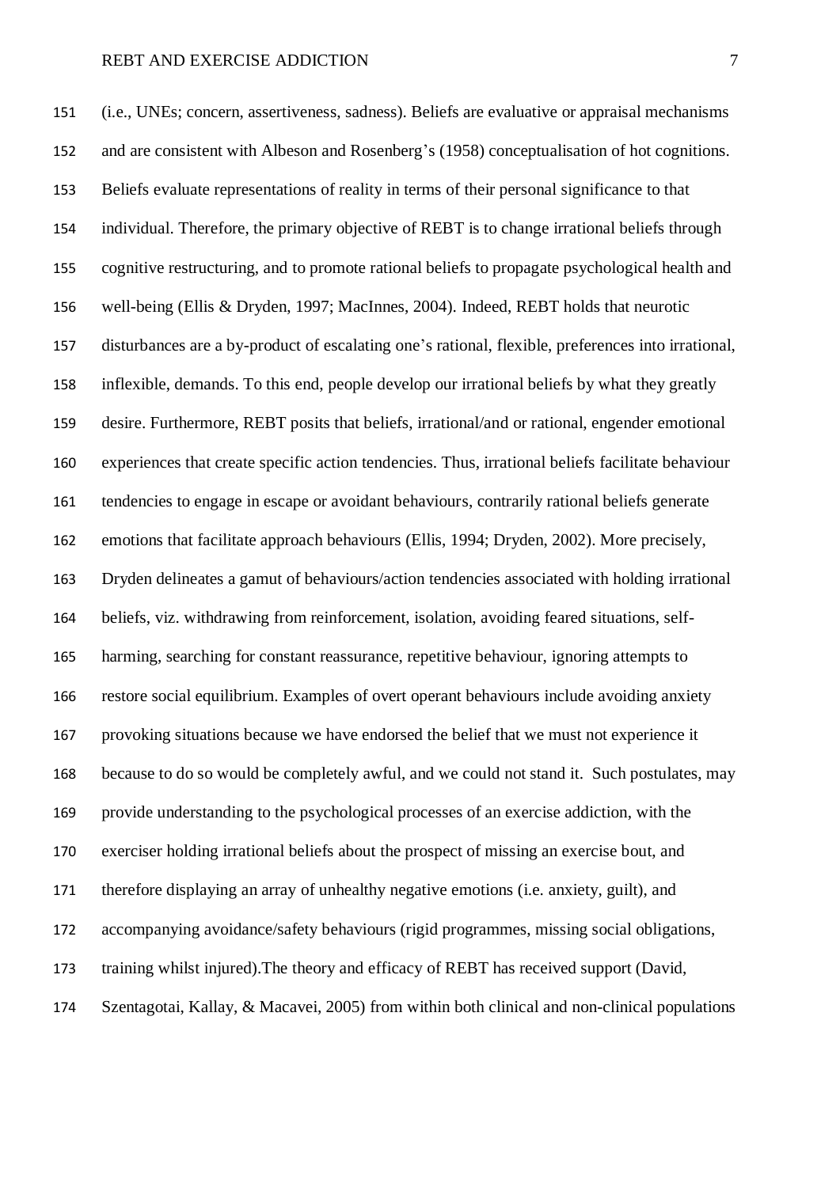(i.e., UNEs; concern, assertiveness, sadness). Beliefs are evaluative or appraisal mechanisms and are consistent with Albeson and Rosenberg's (1958) conceptualisation of hot cognitions. Beliefs evaluate representations of reality in terms of their personal significance to that individual. Therefore, the primary objective of REBT is to change irrational beliefs through cognitive restructuring, and to promote rational beliefs to propagate psychological health and well-being (Ellis & Dryden, 1997; MacInnes, 2004). Indeed, REBT holds that neurotic disturbances are a by-product of escalating one's rational, flexible, preferences into irrational, inflexible, demands. To this end, people develop our irrational beliefs by what they greatly desire. Furthermore, REBT posits that beliefs, irrational/and or rational, engender emotional experiences that create specific action tendencies. Thus, irrational beliefs facilitate behaviour tendencies to engage in escape or avoidant behaviours, contrarily rational beliefs generate emotions that facilitate approach behaviours (Ellis, 1994; Dryden, 2002). More precisely, Dryden delineates a gamut of behaviours/action tendencies associated with holding irrational beliefs, viz. withdrawing from reinforcement, isolation, avoiding feared situations, self-harming, searching for constant reassurance, repetitive behaviour, ignoring attempts to restore social equilibrium. Examples of overt operant behaviours include avoiding anxiety provoking situations because we have endorsed the belief that we must not experience it because to do so would be completely awful, and we could not stand it. Such postulates, may provide understanding to the psychological processes of an exercise addiction, with the exerciser holding irrational beliefs about the prospect of missing an exercise bout, and therefore displaying an array of unhealthy negative emotions (i.e. anxiety, guilt), and accompanying avoidance/safety behaviours (rigid programmes, missing social obligations, training whilst injured).The theory and efficacy of REBT has received support (David, Szentagotai, Kallay, & Macavei, 2005) from within both clinical and non-clinical populations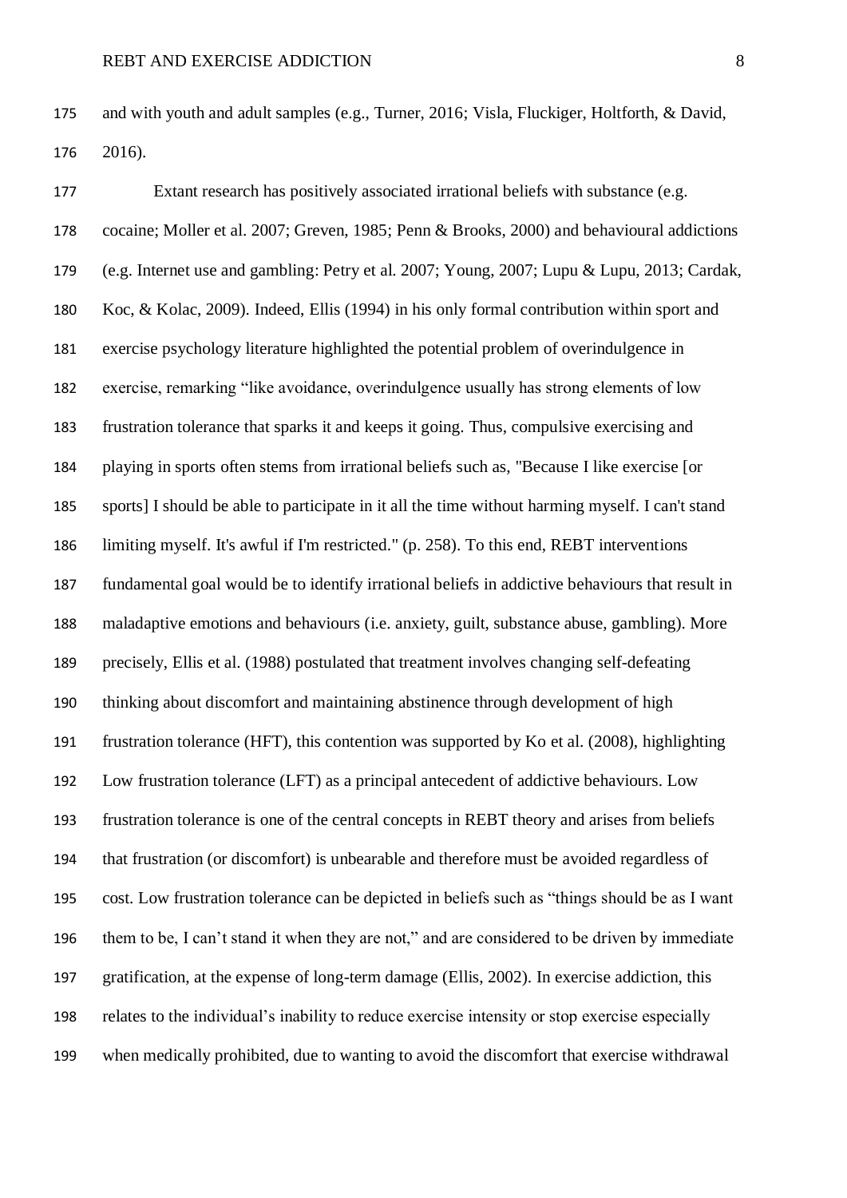and with youth and adult samples (e.g., Turner, 2016; Visla, Fluckiger, Holtforth, & David, 2016).

Extant research has positively associated irrational beliefs with substance (e.g. cocaine; Moller et al. 2007; Greven, 1985; Penn & Brooks, 2000) and behavioural addictions (e.g. Internet use and gambling: Petry et al. 2007; Young, 2007; Lupu & Lupu, 2013; Cardak, Koc, & Kolac, 2009). Indeed, Ellis (1994) in his only formal contribution within sport and exercise psychology literature highlighted the potential problem of overindulgence in exercise, remarking "like avoidance, overindulgence usually has strong elements of low frustration tolerance that sparks it and keeps it going. Thus, compulsive exercising and playing in sports often stems from irrational beliefs such as, "Because I like exercise [or sports] I should be able to participate in it all the time without harming myself. I can't stand limiting myself. It's awful if I'm restricted." (p. 258). To this end, REBT interventions fundamental goal would be to identify irrational beliefs in addictive behaviours that result in maladaptive emotions and behaviours (i.e. anxiety, guilt, substance abuse, gambling). More precisely, Ellis et al. (1988) postulated that treatment involves changing self-defeating thinking about discomfort and maintaining abstinence through development of high frustration tolerance (HFT), this contention was supported by Ko et al. (2008), highlighting Low frustration tolerance (LFT) as a principal antecedent of addictive behaviours. Low frustration tolerance is one of the central concepts in REBT theory and arises from beliefs that frustration (or discomfort) is unbearable and therefore must be avoided regardless of cost. Low frustration tolerance can be depicted in beliefs such as "things should be as I want them to be, I can't stand it when they are not," and are considered to be driven by immediate gratification, at the expense of long-term damage (Ellis, 2002). In exercise addiction, this relates to the individual's inability to reduce exercise intensity or stop exercise especially when medically prohibited, due to wanting to avoid the discomfort that exercise withdrawal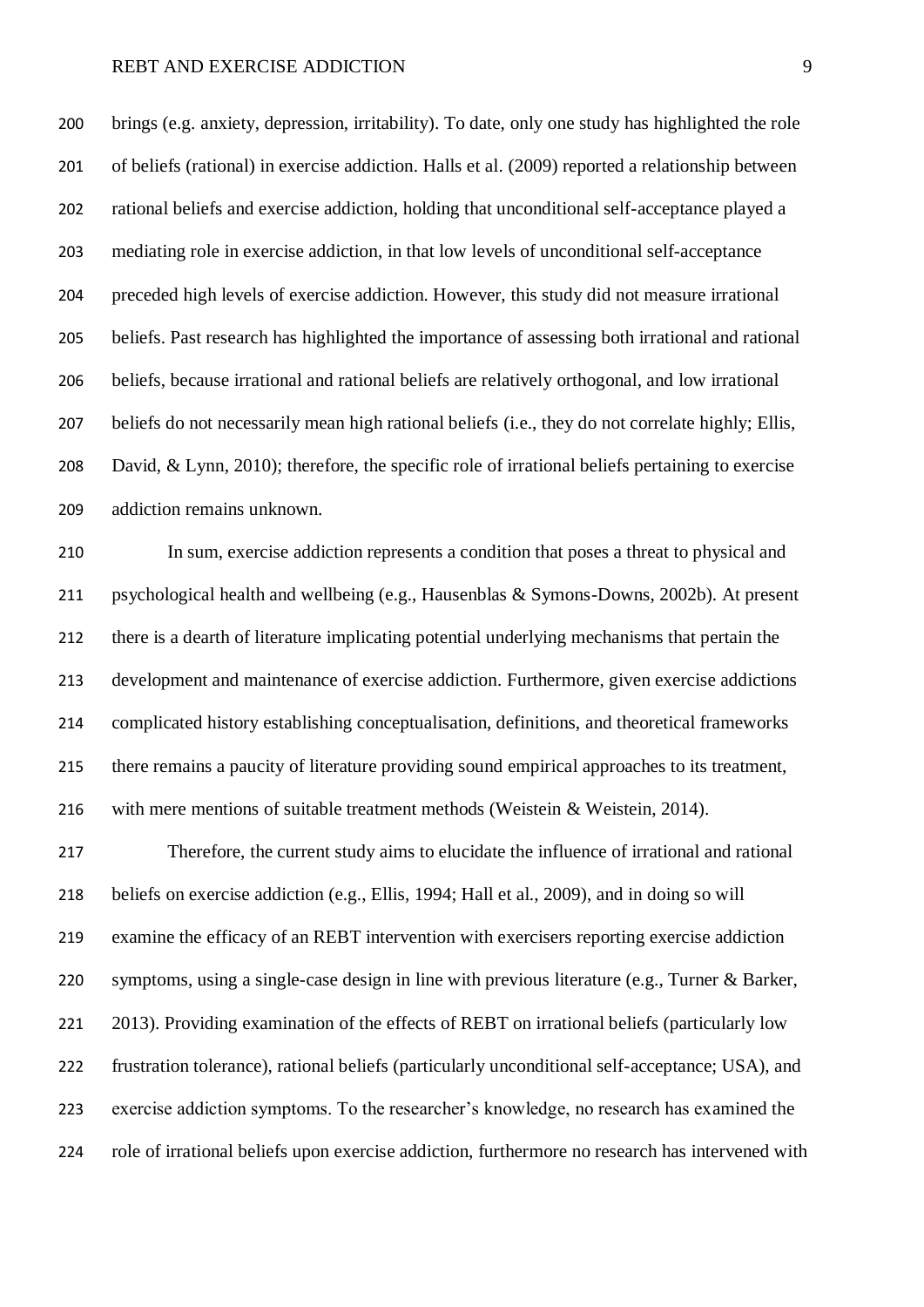brings (e.g. anxiety, depression, irritability). To date, only one study has highlighted the role of beliefs (rational) in exercise addiction. Halls et al. (2009) reported a relationship between rational beliefs and exercise addiction, holding that unconditional self-acceptance played a mediating role in exercise addiction, in that low levels of unconditional self-acceptance preceded high levels of exercise addiction. However, this study did not measure irrational beliefs. Past research has highlighted the importance of assessing both irrational and rational beliefs, because irrational and rational beliefs are relatively orthogonal, and low irrational beliefs do not necessarily mean high rational beliefs (i.e., they do not correlate highly; Ellis, David, & Lynn, 2010); therefore, the specific role of irrational beliefs pertaining to exercise addiction remains unknown.

In sum, exercise addiction represents a condition that poses a threat to physical and psychological health and wellbeing (e.g., Hausenblas & Symons-Downs, 2002b). At present there is a dearth of literature implicating potential underlying mechanisms that pertain the development and maintenance of exercise addiction. Furthermore, given exercise addictions complicated history establishing conceptualisation, definitions, and theoretical frameworks there remains a paucity of literature providing sound empirical approaches to its treatment, with mere mentions of suitable treatment methods (Weistein & Weistein, 2014).

Therefore, the current study aims to elucidate the influence of irrational and rational beliefs on exercise addiction (e.g., Ellis, 1994; Hall et al., 2009), and in doing so will examine the efficacy of an REBT intervention with exercisers reporting exercise addiction symptoms, using a single-case design in line with previous literature (e.g., Turner & Barker, 2013). Providing examination of the effects of REBT on irrational beliefs (particularly low frustration tolerance), rational beliefs (particularly unconditional self-acceptance; USA), and exercise addiction symptoms. To the researcher's knowledge, no research has examined the role of irrational beliefs upon exercise addiction, furthermore no research has intervened with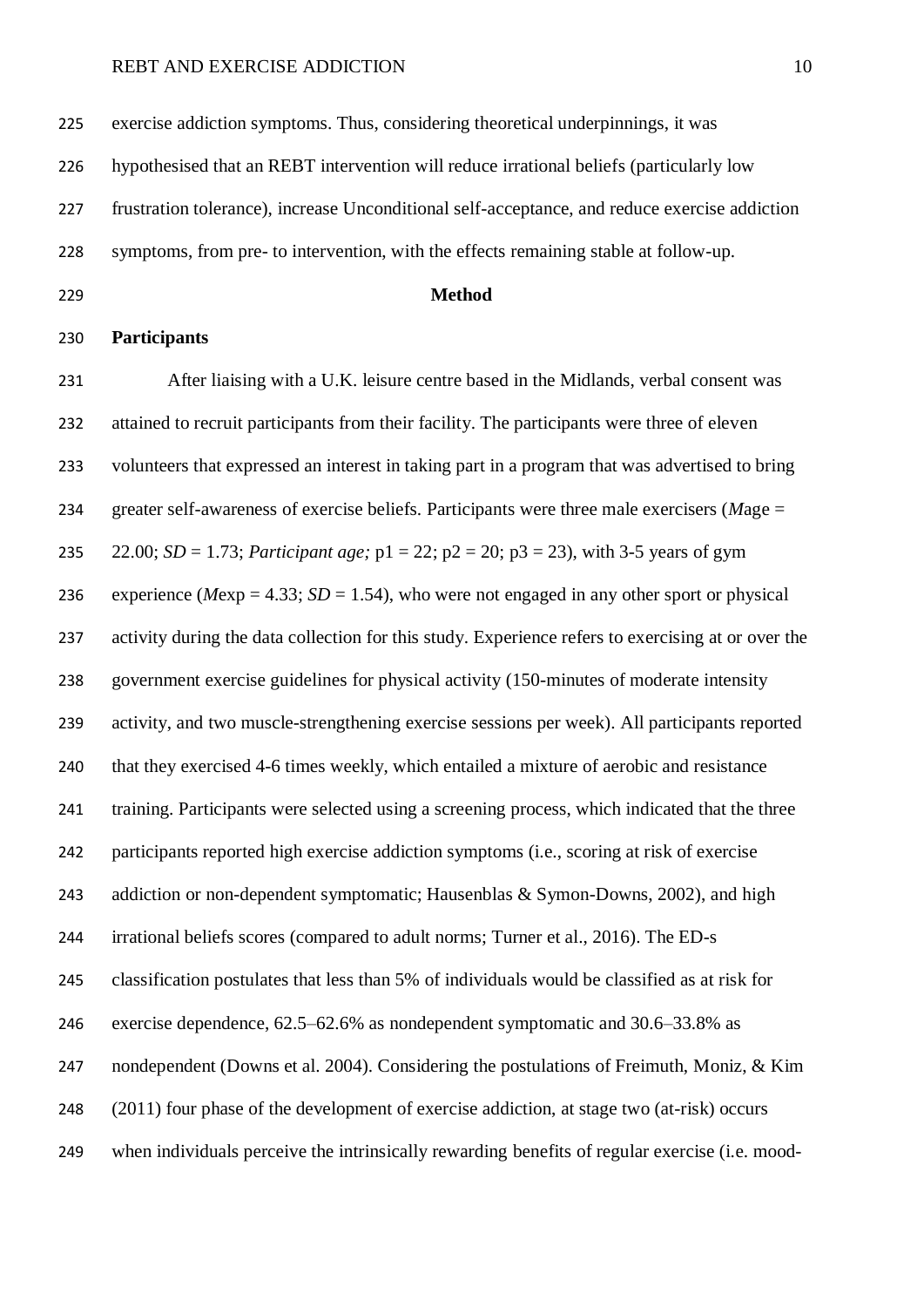exercise addiction symptoms. Thus, considering theoretical underpinnings, it was hypothesised that an REBT intervention will reduce irrational beliefs (particularly low frustration tolerance), increase Unconditional self-acceptance, and reduce exercise addiction symptoms, from pre- to intervention, with the effects remaining stable at follow-up.

# Method

## Participants

After liaising with a U.K. leisure centre based in the Midlands, verbal consent was attained to recruit participants from their facility. The participants were three of eleven volunteers that expressed an interest in taking part in a program that was advertised to bring greater self-awareness of exercise beliefs. Participants were three male exercisers (*M*age = 22.00; *SD* = 1.73; *Participant age;* p1 = 22; p2 = 20; p3 = 23), with 3-5 years of gym experience (*M*exp = 4.33; *SD* = 1.54), who were not engaged in any other sport or physical activity during the data collection for this study. Experience refers to exercising at or over the government exercise guidelines for physical activity (150-minutes of moderate intensity activity, and two muscle-strengthening exercise sessions per week). All participants reported that they exercised 4-6 times weekly, which entailed a mixture of aerobic and resistance training. Participants were selected using a screening process, which indicated that the three participants reported high exercise addiction symptoms (i.e., scoring at risk of exercise addiction or non-dependent symptomatic; Hausenblas & Symon-Downs, 2002), and high irrational beliefs scores (compared to adult norms; Turner et al., 2016). The ED-s classification postulates that less than 5% of individuals would be classified as at risk for exercise dependence, 62.5–62.6% as nondependent symptomatic and 30.6–33.8% as nondependent (Downs et al. 2004). Considering the postulations of Freimuth, Moniz, & Kim (2011) four phase of the development of exercise addiction, at stage two (at-risk) occurs when individuals perceive the intrinsically rewarding benefits of regular exercise (i.e. mood-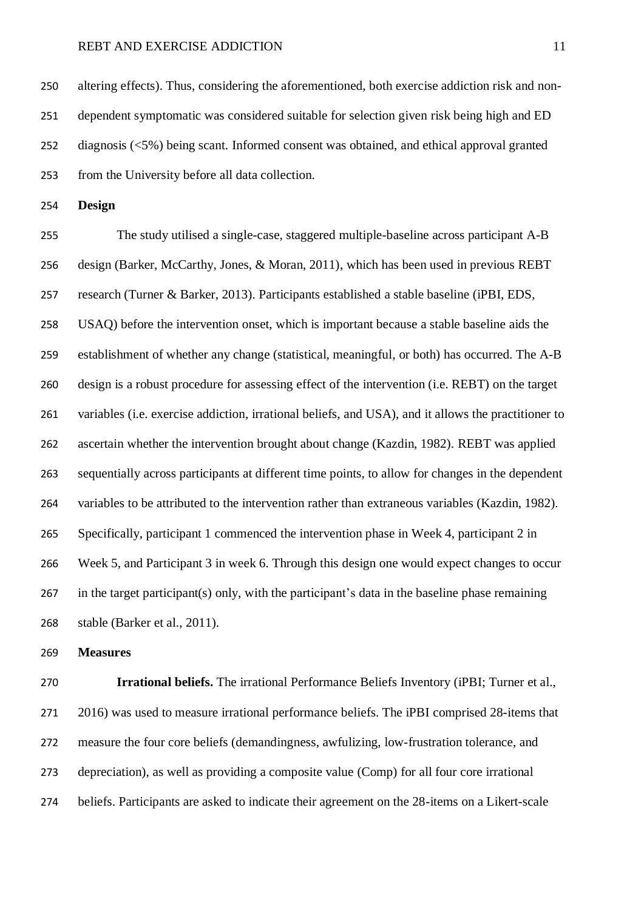altering effects). Thus, considering the aforementioned, both exercise addiction risk and non-dependent symptomatic was considered suitable for selection given risk being high and ED diagnosis (<5%) being scant. Informed consent was obtained, and ethical approval granted from the University before all data collection.

**Design**

The study utilised a single-case, staggered multiple-baseline across participant A-B design (Barker, McCarthy, Jones, & Moran, 2011), which has been used in previous REBT research (Turner & Barker, 2013). Participants established a stable baseline (iPBI, EDS, USAQ) before the intervention onset, which is important because a stable baseline aids the establishment of whether any change (statistical, meaningful, or both) has occurred. The A-B design is a robust procedure for assessing effect of the intervention (i.e. REBT) on the target variables (i.e. exercise addiction, irrational beliefs, and USA), and it allows the practitioner to ascertain whether the intervention brought about change (Kazdin, 1982). REBT was applied sequentially across participants at different time points, to allow for changes in the dependent variables to be attributed to the intervention rather than extraneous variables (Kazdin, 1982). Specifically, participant 1 commenced the intervention phase in Week 4, participant 2 in Week 5, and Participant 3 in week 6. Through this design one would expect changes to occur in the target participant(s) only, with the participant's data in the baseline phase remaining stable (Barker et al., 2011).

**Measures**

**Irrational beliefs.** The irrational Performance Beliefs Inventory (iPBI; Turner et al., 2016) was used to measure irrational performance beliefs. The iPBI comprised 28-items that measure the four core beliefs (demandingness, awfulizing, low-frustration tolerance, and depreciation), as well as providing a composite value (Comp) for all four core irrational beliefs. Participants are asked to indicate their agreement on the 28-items on a Likert-scale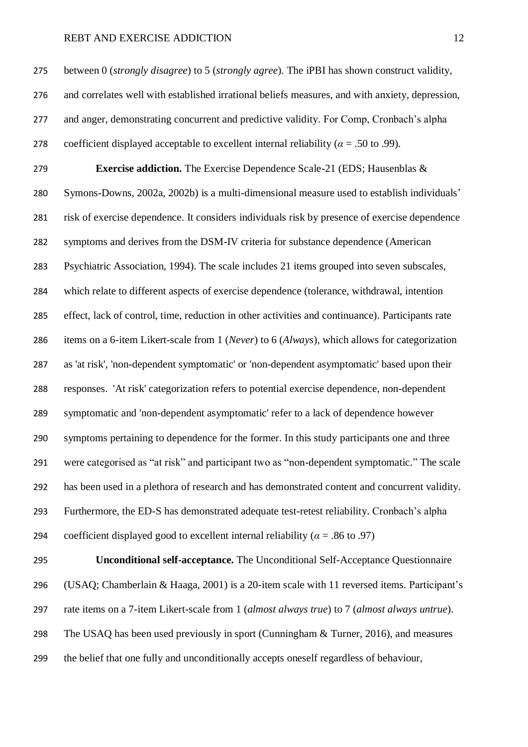between 0 (*strongly disagree*) to 5 (*strongly agree*). The iPBI has shown construct validity, and correlates well with established irrational beliefs measures, and with anxiety, depression, and anger, demonstrating concurrent and predictive validity. For Comp, Cronbach's alpha coefficient displayed acceptable to excellent internal reliability ($\alpha$ = .50 to .99).

**Exercise addiction.** The Exercise Dependence Scale-21 (EDS; Hausenblas & Symons-Downs, 2002a, 2002b) is a multi-dimensional measure used to establish individuals' risk of exercise dependence. It considers individuals risk by presence of exercise dependence symptoms and derives from the DSM-IV criteria for substance dependence (American Psychiatric Association, 1994). The scale includes 21 items grouped into seven subscales, which relate to different aspects of exercise dependence (tolerance, withdrawal, intention effect, lack of control, time, reduction in other activities and continuance). Participants rate items on a 6-item Likert-scale from 1 (*Never*) to 6 (*Always*), which allows for categorization as 'at risk', 'non-dependent symptomatic' or 'non-dependent asymptomatic' based upon their responses. 'At risk' categorization refers to potential exercise dependence, non-dependent symptomatic and 'non-dependent asymptomatic' refer to a lack of dependence however symptoms pertaining to dependence for the former. In this study participants one and three were categorised as "at risk" and participant two as "non-dependent symptomatic." The scale has been used in a plethora of research and has demonstrated content and concurrent validity. Furthermore, the ED-S has demonstrated adequate test-retest reliability. Cronbach's alpha coefficient displayed good to excellent internal reliability ($\alpha$ = .86 to .97)

**Unconditional self-acceptance.** The Unconditional Self-Acceptance Questionnaire (USAQ; Chamberlain & Haaga, 2001) is a 20-item scale with 11 reversed items. Participant's rate items on a 7-item Likert-scale from 1 (*almost always true*) to 7 (*almost always untrue*). The USAQ has been used previously in sport (Cunningham & Turner, 2016), and measures the belief that one fully and unconditionally accepts oneself regardless of behaviour,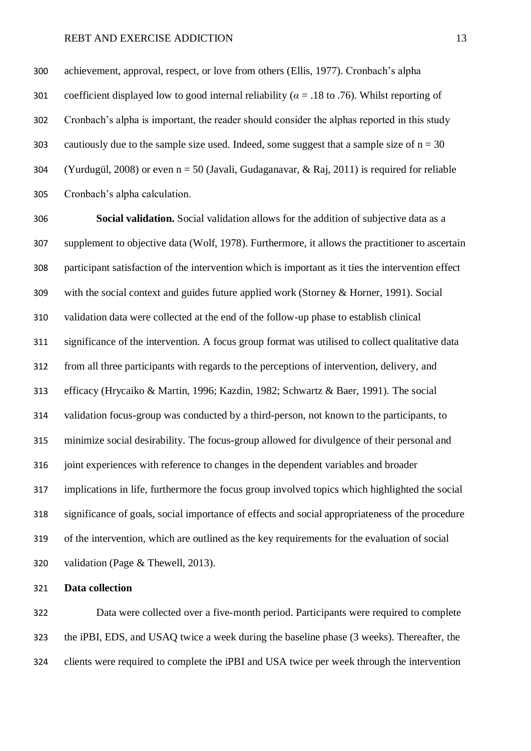achievement, approval, respect, or love from others (Ellis, 1977). Cronbach's alpha coefficient displayed low to good internal reliability ($\alpha$ = .18 to .76). Whilst reporting of Cronbach's alpha is important, the reader should consider the alphas reported in this study cautiously due to the sample size used. Indeed, some suggest that a sample size of n = 30 (Yurdugül, 2008) or even n = 50 (Javali, Gudaganavar, & Raj, 2011) is required for reliable Cronbach's alpha calculation.

**Social validation.** Social validation allows for the addition of subjective data as a supplement to objective data (Wolf, 1978). Furthermore, it allows the practitioner to ascertain participant satisfaction of the intervention which is important as it ties the intervention effect with the social context and guides future applied work (Storney & Horner, 1991). Social validation data were collected at the end of the follow-up phase to establish clinical significance of the intervention. A focus group format was utilised to collect qualitative data from all three participants with regards to the perceptions of intervention, delivery, and efficacy (Hrycaiko & Martin, 1996; Kazdin, 1982; Schwartz & Baer, 1991). The social validation focus-group was conducted by a third-person, not known to the participants, to minimize social desirability. The focus-group allowed for divulgence of their personal and joint experiences with reference to changes in the dependent variables and broader implications in life, furthermore the focus group involved topics which highlighted the social significance of goals, social importance of effects and social appropriateness of the procedure of the intervention, which are outlined as the key requirements for the evaluation of social validation (Page & Thewell, 2013).

## Data collection

Data were collected over a five-month period. Participants were required to complete the iPBI, EDS, and USAQ twice a week during the baseline phase (3 weeks). Thereafter, the clients were required to complete the iPBI and USA twice per week through the intervention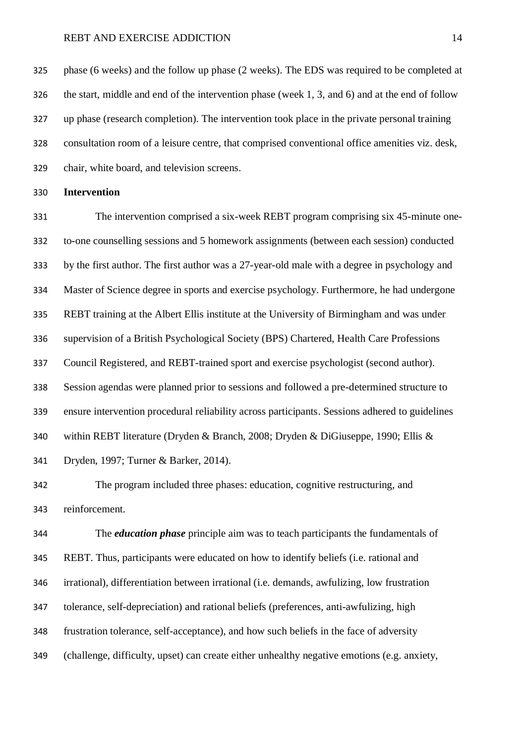phase (6 weeks) and the follow up phase (2 weeks). The EDS was required to be completed at the start, middle and end of the intervention phase (week 1, 3, and 6) and at the end of follow up phase (research completion). The intervention took place in the private personal training consultation room of a leisure centre, that comprised conventional office amenities viz. desk, chair, white board, and television screens.

**Intervention**

The intervention comprised a six-week REBT program comprising six 45-minute one-to-one counselling sessions and 5 homework assignments (between each session) conducted by the first author. The first author was a 27-year-old male with a degree in psychology and Master of Science degree in sports and exercise psychology. Furthermore, he had undergone REBT training at the Albert Ellis institute at the University of Birmingham and was under supervision of a British Psychological Society (BPS) Chartered, Health Care Professions Council Registered, and REBT-trained sport and exercise psychologist (second author). Session agendas were planned prior to sessions and followed a pre-determined structure to ensure intervention procedural reliability across participants. Sessions adhered to guidelines within REBT literature (Dryden & Branch, 2008; Dryden & DiGiuseppe, 1990; Ellis & Dryden, 1997; Turner & Barker, 2014).

The program included three phases: education, cognitive restructuring, and reinforcement.

The ***education phase*** principle aim was to teach participants the fundamentals of REBT. Thus, participants were educated on how to identify beliefs (i.e. rational and irrational), differentiation between irrational (i.e. demands, awfulizing, low frustration tolerance, self-depreciation) and rational beliefs (preferences, anti-awfulizing, high frustration tolerance, self-acceptance), and how such beliefs in the face of adversity (challenge, difficulty, upset) can create either unhealthy negative emotions (e.g. anxiety,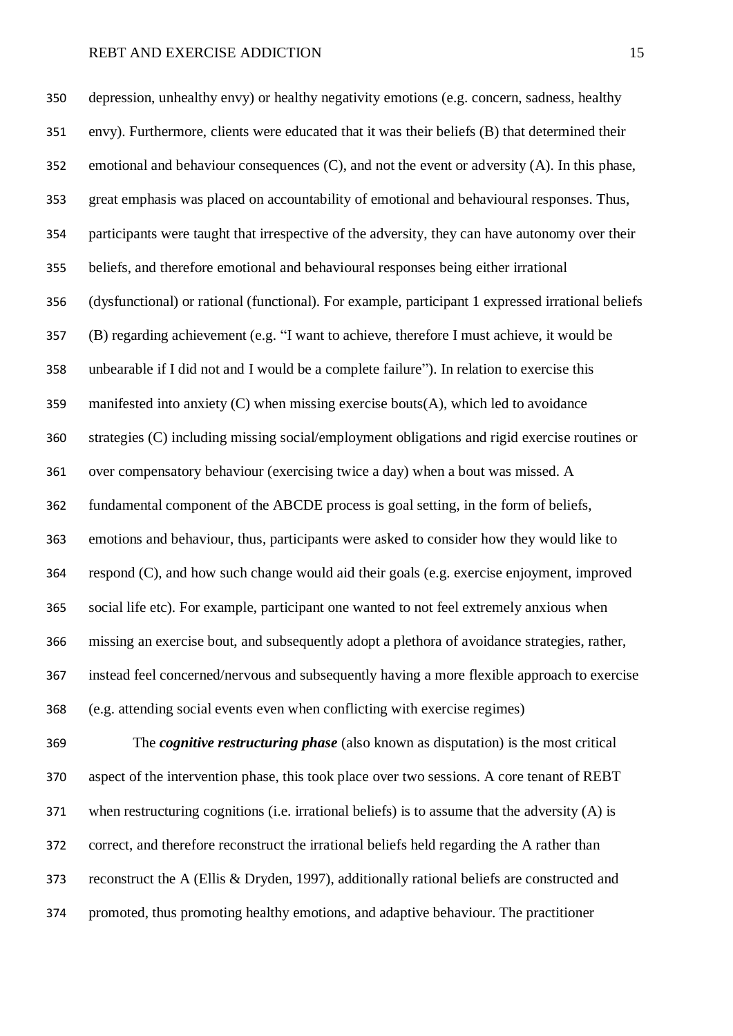depression, unhealthy envy) or healthy negativity emotions (e.g. concern, sadness, healthy envy). Furthermore, clients were educated that it was their beliefs (B) that determined their emotional and behaviour consequences (C), and not the event or adversity (A). In this phase, great emphasis was placed on accountability of emotional and behavioural responses. Thus, participants were taught that irrespective of the adversity, they can have autonomy over their beliefs, and therefore emotional and behavioural responses being either irrational (dysfunctional) or rational (functional). For example, participant 1 expressed irrational beliefs (B) regarding achievement (e.g. "I want to achieve, therefore I must achieve, it would be unbearable if I did not and I would be a complete failure"). In relation to exercise this manifested into anxiety (C) when missing exercise bouts(A), which led to avoidance strategies (C) including missing social/employment obligations and rigid exercise routines or over compensatory behaviour (exercising twice a day) when a bout was missed. A fundamental component of the ABCDE process is goal setting, in the form of beliefs, emotions and behaviour, thus, participants were asked to consider how they would like to respond (C), and how such change would aid their goals (e.g. exercise enjoyment, improved social life etc). For example, participant one wanted to not feel extremely anxious when missing an exercise bout, and subsequently adopt a plethora of avoidance strategies, rather, instead feel concerned/nervous and subsequently having a more flexible approach to exercise (e.g. attending social events even when conflicting with exercise regimes)

The ***cognitive restructuring phase*** (also known as disputation) is the most critical aspect of the intervention phase, this took place over two sessions. A core tenant of REBT when restructuring cognitions (i.e. irrational beliefs) is to assume that the adversity (A) is correct, and therefore reconstruct the irrational beliefs held regarding the A rather than reconstruct the A (Ellis & Dryden, 1997), additionally rational beliefs are constructed and promoted, thus promoting healthy emotions, and adaptive behaviour. The practitioner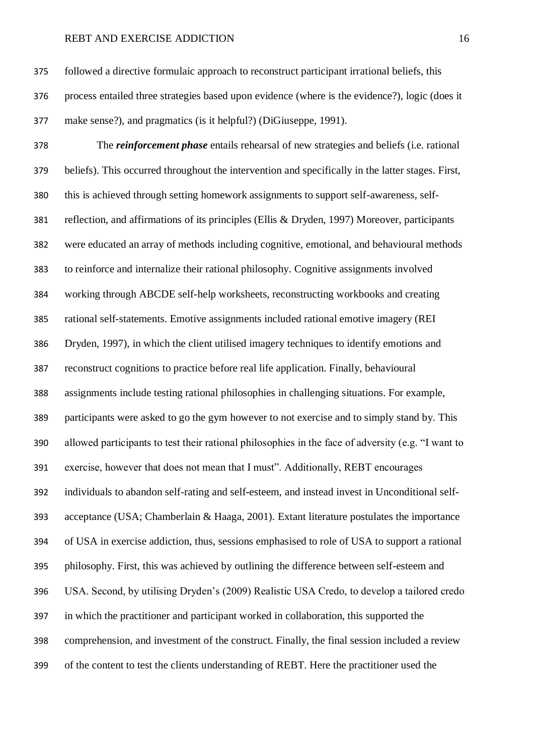followed a directive formulaic approach to reconstruct participant irrational beliefs, this process entailed three strategies based upon evidence (where is the evidence?), logic (does it make sense?), and pragmatics (is it helpful?) (DiGiuseppe, 1991).

The ***reinforcement phase*** entails rehearsal of new strategies and beliefs (i.e. rational beliefs). This occurred throughout the intervention and specifically in the latter stages. First, this is achieved through setting homework assignments to support self-awareness, self-reflection, and affirmations of its principles (Ellis & Dryden, 1997) Moreover, participants were educated an array of methods including cognitive, emotional, and behavioural methods to reinforce and internalize their rational philosophy. Cognitive assignments involved working through ABCDE self-help worksheets, reconstructing workbooks and creating rational self-statements. Emotive assignments included rational emotive imagery (REI Dryden, 1997), in which the client utilised imagery techniques to identify emotions and reconstruct cognitions to practice before real life application. Finally, behavioural assignments include testing rational philosophies in challenging situations. For example, participants were asked to go the gym however to not exercise and to simply stand by. This allowed participants to test their rational philosophies in the face of adversity (e.g. "I want to exercise, however that does not mean that I must". Additionally, REBT encourages individuals to abandon self-rating and self-esteem, and instead invest in Unconditional self-acceptance (USA; Chamberlain & Haaga, 2001). Extant literature postulates the importance of USA in exercise addiction, thus, sessions emphasised to role of USA to support a rational philosophy. First, this was achieved by outlining the difference between self-esteem and USA. Second, by utilising Dryden's (2009) Realistic USA Credo, to develop a tailored credo in which the practitioner and participant worked in collaboration, this supported the comprehension, and investment of the construct. Finally, the final session included a review of the content to test the clients understanding of REBT. Here the practitioner used the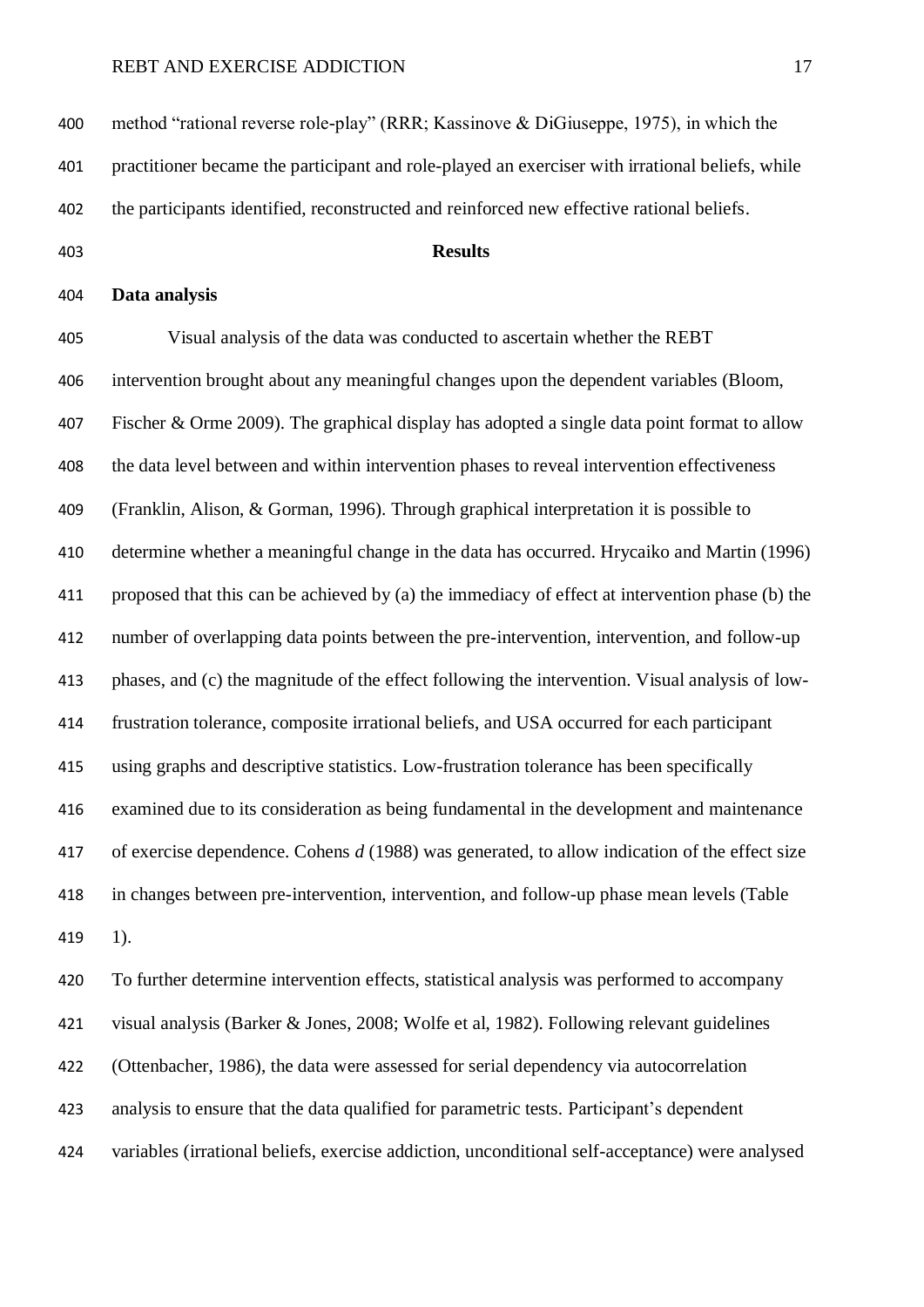method "rational reverse role-play" (RRR; Kassinove & DiGiuseppe, 1975), in which the practitioner became the participant and role-played an exerciser with irrational beliefs, while the participants identified, reconstructed and reinforced new effective rational beliefs.

## Results

### Data analysis

Visual analysis of the data was conducted to ascertain whether the REBT intervention brought about any meaningful changes upon the dependent variables (Bloom, Fischer & Orme 2009). The graphical display has adopted a single data point format to allow the data level between and within intervention phases to reveal intervention effectiveness (Franklin, Alison, & Gorman, 1996). Through graphical interpretation it is possible to determine whether a meaningful change in the data has occurred. Hrycaiko and Martin (1996) proposed that this can be achieved by (a) the immediacy of effect at intervention phase (b) the number of overlapping data points between the pre-intervention, intervention, and follow-up phases, and (c) the magnitude of the effect following the intervention. Visual analysis of low-frustration tolerance, composite irrational beliefs, and USA occurred for each participant using graphs and descriptive statistics. Low-frustration tolerance has been specifically examined due to its consideration as being fundamental in the development and maintenance of exercise dependence. Cohens *d* (1988) was generated, to allow indication of the effect size in changes between pre-intervention, intervention, and follow-up phase mean levels (Table 1).

To further determine intervention effects, statistical analysis was performed to accompany visual analysis (Barker & Jones, 2008; Wolfe et al, 1982). Following relevant guidelines (Ottenbacher, 1986), the data were assessed for serial dependency via autocorrelation analysis to ensure that the data qualified for parametric tests. Participant's dependent variables (irrational beliefs, exercise addiction, unconditional self-acceptance) were analysed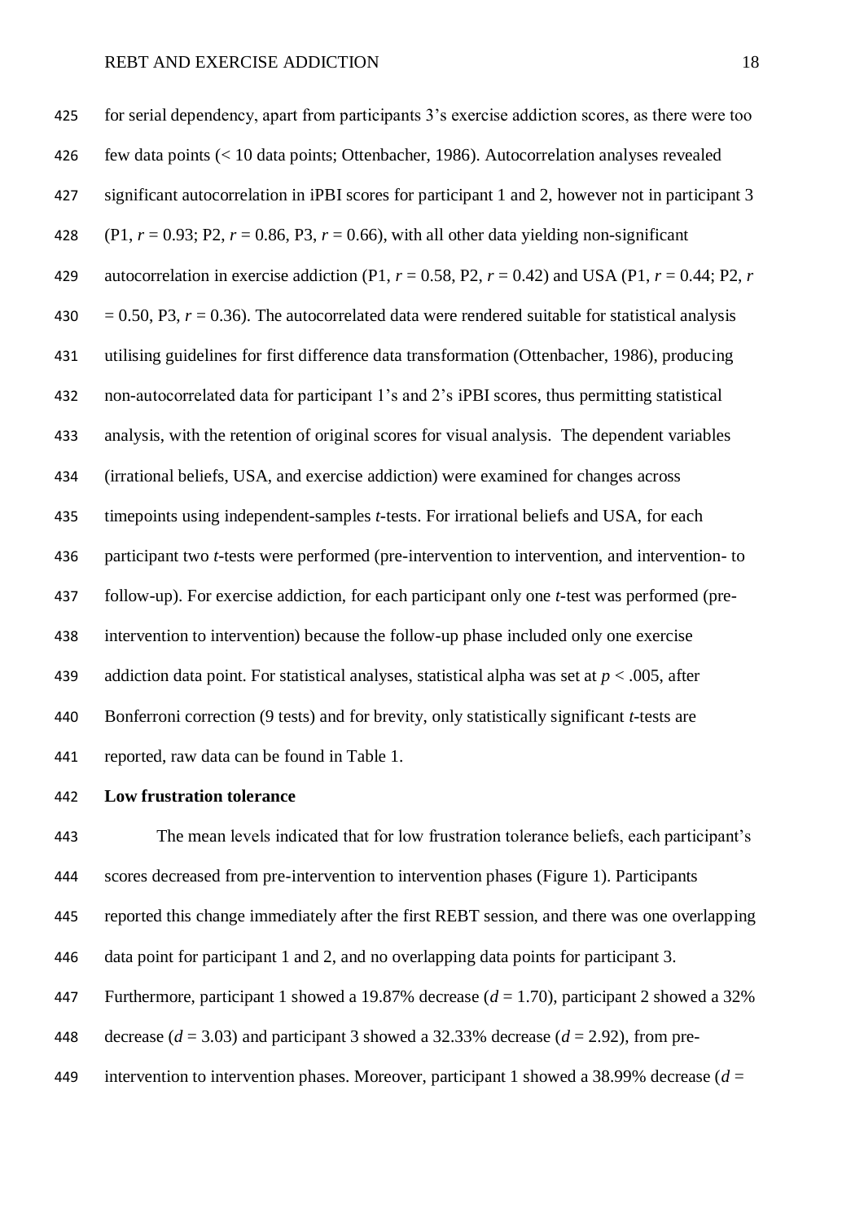for serial dependency, apart from participants 3's exercise addiction scores, as there were too few data points (< 10 data points; Ottenbacher, 1986). Autocorrelation analyses revealed significant autocorrelation in iPBI scores for participant 1 and 2, however not in participant 3 (P1, $r$ = 0.93; P2, $r$ = 0.86, P3, $r$ = 0.66), with all other data yielding non-significant autocorrelation in exercise addiction (P1, $r$ = 0.58, P2, $r$ = 0.42) and USA (P1, $r$ = 0.44; P2, $r$ = 0.50, P3, $r$ = 0.36). The autocorrelated data were rendered suitable for statistical analysis utilising guidelines for first difference data transformation (Ottenbacher, 1986), producing non-autocorrelated data for participant 1's and 2's iPBI scores, thus permitting statistical analysis, with the retention of original scores for visual analysis. The dependent variables (irrational beliefs, USA, and exercise addiction) were examined for changes across timepoints using independent-samples $t$-tests. For irrational beliefs and USA, for each participant two $t$-tests were performed (pre-intervention to intervention, and intervention- to follow-up). For exercise addiction, for each participant only one $t$-test was performed (pre-intervention to intervention) because the follow-up phase included only one exercise addiction data point. For statistical analyses, statistical alpha was set at $p < .005$, after Bonferroni correction (9 tests) and for brevity, only statistically significant $t$-tests are reported, raw data can be found in Table 1.

**Low frustration tolerance**

The mean levels indicated that for low frustration tolerance beliefs, each participant's scores decreased from pre-intervention to intervention phases (Figure 1). Participants reported this change immediately after the first REBT session, and there was one overlapping data point for participant 1 and 2, and no overlapping data points for participant 3. Furthermore, participant 1 showed a 19.87% decrease ($d$ = 1.70), participant 2 showed a 32% decrease ($d$ = 3.03) and participant 3 showed a 32.33% decrease ($d$ = 2.92), from pre-intervention to intervention phases. Moreover, participant 1 showed a 38.99% decrease ($d$ =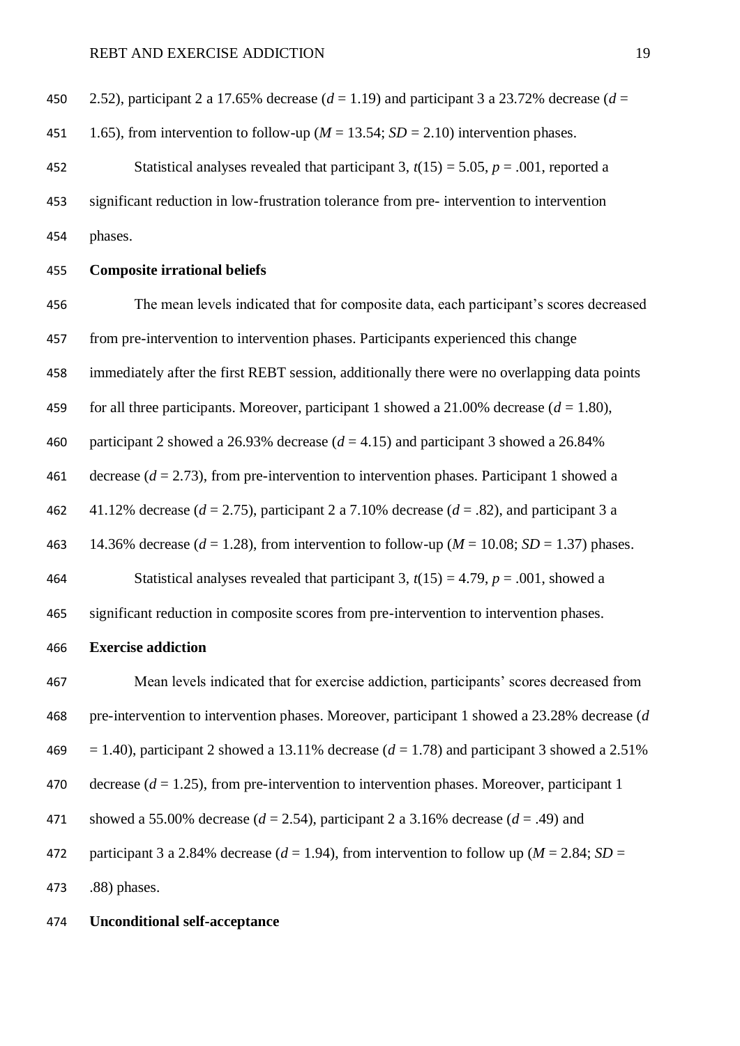2.52), participant 2 a 17.65% decrease ($d$ = 1.19) and participant 3 a 23.72% decrease ($d$ = 1.65), from intervention to follow-up ($M$ = 13.54; $SD$ = 2.10) intervention phases.

Statistical analyses revealed that participant 3, $t(15) = 5.05$, $p = .001$, reported a significant reduction in low-frustration tolerance from pre- intervention to intervention phases.

**Composite irrational beliefs**

The mean levels indicated that for composite data, each participant's scores decreased from pre-intervention to intervention phases. Participants experienced this change immediately after the first REBT session, additionally there were no overlapping data points for all three participants. Moreover, participant 1 showed a 21.00% decrease ($d$ = 1.80), participant 2 showed a 26.93% decrease ($d$ = 4.15) and participant 3 showed a 26.84% decrease ($d$ = 2.73), from pre-intervention to intervention phases. Participant 1 showed a 41.12% decrease ($d$ = 2.75), participant 2 a 7.10% decrease ($d$ = .82), and participant 3 a 14.36% decrease ($d$ = 1.28), from intervention to follow-up ($M$ = 10.08; $SD$ = 1.37) phases.

Statistical analyses revealed that participant 3, $t(15) = 4.79$, $p = .001$, showed a significant reduction in composite scores from pre-intervention to intervention phases.

**Exercise addiction**

Mean levels indicated that for exercise addiction, participants' scores decreased from pre-intervention to intervention phases. Moreover, participant 1 showed a 23.28% decrease ($d$ = 1.40), participant 2 showed a 13.11% decrease ($d$ = 1.78) and participant 3 showed a 2.51% decrease ($d$ = 1.25), from pre-intervention to intervention phases. Moreover, participant 1 showed a 55.00% decrease ($d$ = 2.54), participant 2 a 3.16% decrease ($d$ = .49) and participant 3 a 2.84% decrease ($d$ = 1.94), from intervention to follow up ($M$ = 2.84; $SD$ = .88) phases.

**Unconditional self-acceptance**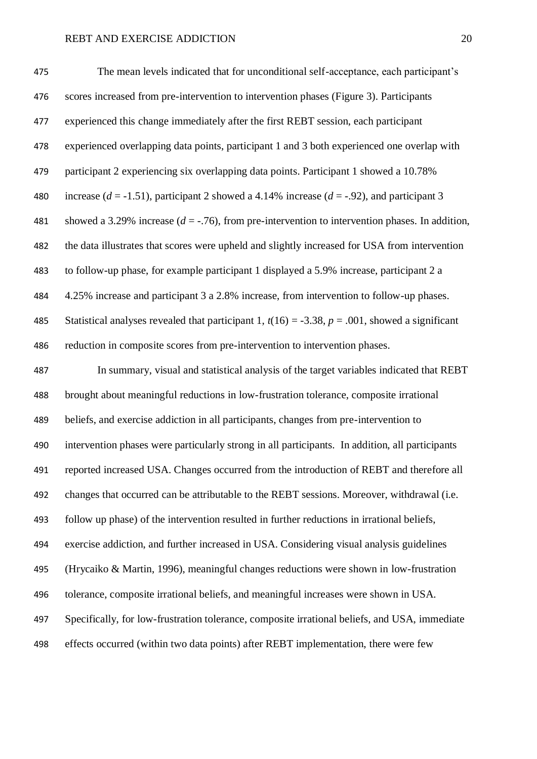The mean levels indicated that for unconditional self-acceptance, each participant's scores increased from pre-intervention to intervention phases (Figure 3). Participants experienced this change immediately after the first REBT session, each participant experienced overlapping data points, participant 1 and 3 both experienced one overlap with participant 2 experiencing six overlapping data points. Participant 1 showed a 10.78% increase ($d$ = -1.51), participant 2 showed a 4.14% increase ($d$ = -.92), and participant 3 showed a 3.29% increase ($d$ = -.76), from pre-intervention to intervention phases. In addition, the data illustrates that scores were upheld and slightly increased for USA from intervention to follow-up phase, for example participant 1 displayed a 5.9% increase, participant 2 a 4.25% increase and participant 3 a 2.8% increase, from intervention to follow-up phases. Statistical analyses revealed that participant 1, $t(16) = -3.38$, $p = .001$, showed a significant reduction in composite scores from pre-intervention to intervention phases.

In summary, visual and statistical analysis of the target variables indicated that REBT brought about meaningful reductions in low-frustration tolerance, composite irrational beliefs, and exercise addiction in all participants, changes from pre-intervention to intervention phases were particularly strong in all participants. In addition, all participants reported increased USA. Changes occurred from the introduction of REBT and therefore all changes that occurred can be attributable to the REBT sessions. Moreover, withdrawal (i.e. follow up phase) of the intervention resulted in further reductions in irrational beliefs, exercise addiction, and further increased in USA. Considering visual analysis guidelines (Hrycaiko & Martin, 1996), meaningful changes reductions were shown in low-frustration tolerance, composite irrational beliefs, and meaningful increases were shown in USA. Specifically, for low-frustration tolerance, composite irrational beliefs, and USA, immediate effects occurred (within two data points) after REBT implementation, there were few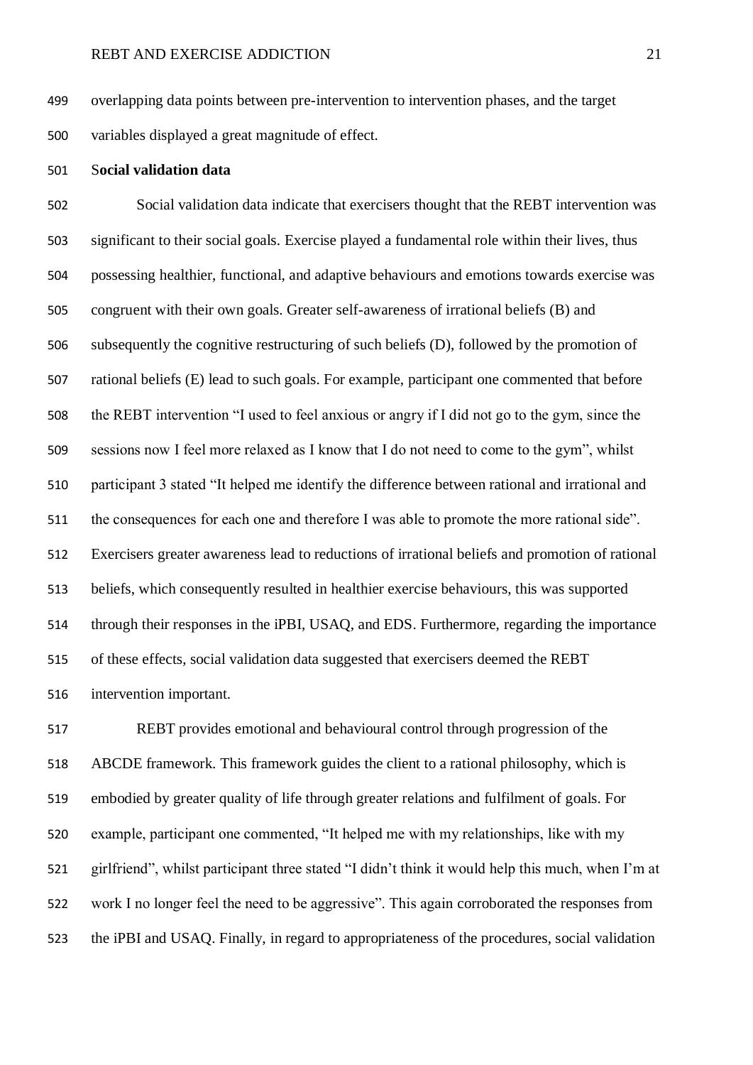overlapping data points between pre-intervention to intervention phases, and the target variables displayed a great magnitude of effect.

**Social validation data**

Social validation data indicate that exercisers thought that the REBT intervention was significant to their social goals. Exercise played a fundamental role within their lives, thus possessing healthier, functional, and adaptive behaviours and emotions towards exercise was congruent with their own goals. Greater self-awareness of irrational beliefs (B) and subsequently the cognitive restructuring of such beliefs (D), followed by the promotion of rational beliefs (E) lead to such goals. For example, participant one commented that before the REBT intervention "I used to feel anxious or angry if I did not go to the gym, since the sessions now I feel more relaxed as I know that I do not need to come to the gym", whilst participant 3 stated "It helped me identify the difference between rational and irrational and the consequences for each one and therefore I was able to promote the more rational side". Exercisers greater awareness lead to reductions of irrational beliefs and promotion of rational beliefs, which consequently resulted in healthier exercise behaviours, this was supported through their responses in the iPBI, USAQ, and EDS. Furthermore, regarding the importance of these effects, social validation data suggested that exercisers deemed the REBT intervention important.

REBT provides emotional and behavioural control through progression of the ABCDE framework. This framework guides the client to a rational philosophy, which is embodied by greater quality of life through greater relations and fulfilment of goals. For example, participant one commented, "It helped me with my relationships, like with my girlfriend", whilst participant three stated "I didn't think it would help this much, when I'm at work I no longer feel the need to be aggressive". This again corroborated the responses from the iPBI and USAQ. Finally, in regard to appropriateness of the procedures, social validation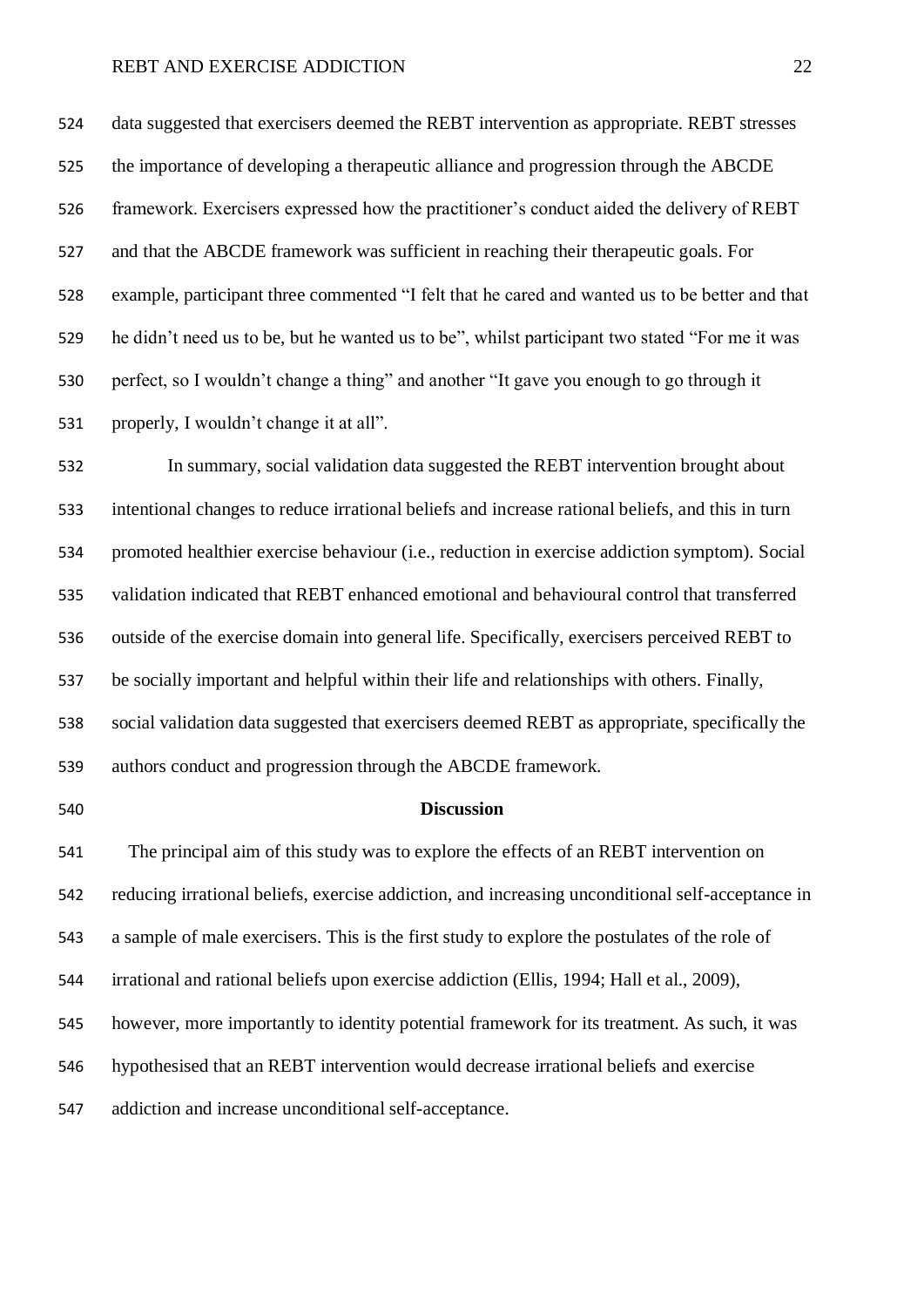data suggested that exercisers deemed the REBT intervention as appropriate. REBT stresses the importance of developing a therapeutic alliance and progression through the ABCDE framework. Exercisers expressed how the practitioner's conduct aided the delivery of REBT and that the ABCDE framework was sufficient in reaching their therapeutic goals. For example, participant three commented "I felt that he cared and wanted us to be better and that he didn't need us to be, but he wanted us to be", whilst participant two stated "For me it was perfect, so I wouldn't change a thing" and another "It gave you enough to go through it properly, I wouldn't change it at all".

In summary, social validation data suggested the REBT intervention brought about intentional changes to reduce irrational beliefs and increase rational beliefs, and this in turn promoted healthier exercise behaviour (i.e., reduction in exercise addiction symptom). Social validation indicated that REBT enhanced emotional and behavioural control that transferred outside of the exercise domain into general life. Specifically, exercisers perceived REBT to be socially important and helpful within their life and relationships with others. Finally, social validation data suggested that exercisers deemed REBT as appropriate, specifically the authors conduct and progression through the ABCDE framework.

## Discussion

The principal aim of this study was to explore the effects of an REBT intervention on reducing irrational beliefs, exercise addiction, and increasing unconditional self-acceptance in a sample of male exercisers. This is the first study to explore the postulates of the role of irrational and rational beliefs upon exercise addiction (Ellis, 1994; Hall et al., 2009), however, more importantly to identity potential framework for its treatment. As such, it was hypothesised that an REBT intervention would decrease irrational beliefs and exercise addiction and increase unconditional self-acceptance.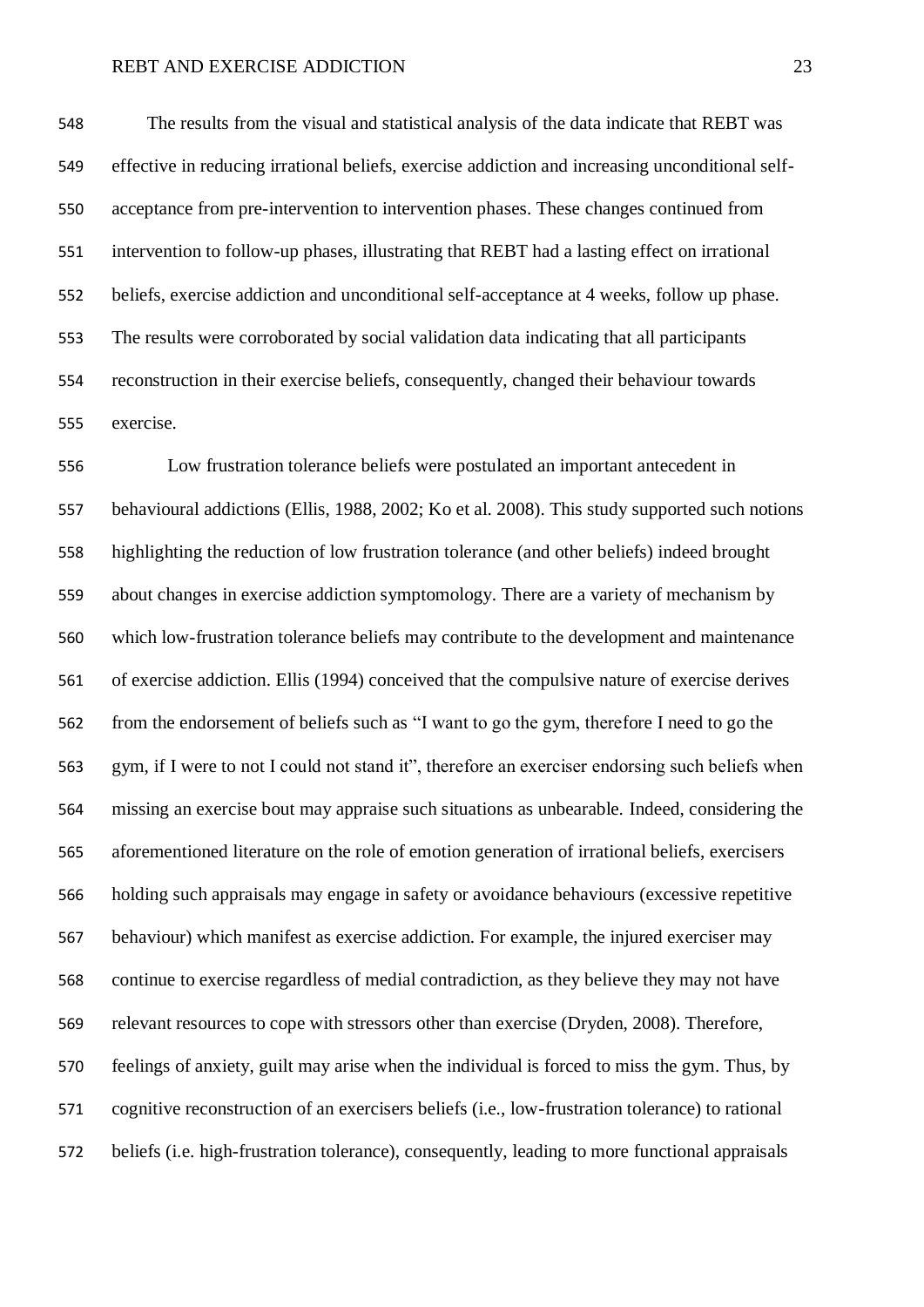The results from the visual and statistical analysis of the data indicate that REBT was effective in reducing irrational beliefs, exercise addiction and increasing unconditional self-acceptance from pre-intervention to intervention phases. These changes continued from intervention to follow-up phases, illustrating that REBT had a lasting effect on irrational beliefs, exercise addiction and unconditional self-acceptance at 4 weeks, follow up phase. The results were corroborated by social validation data indicating that all participants reconstruction in their exercise beliefs, consequently, changed their behaviour towards exercise.

Low frustration tolerance beliefs were postulated an important antecedent in behavioural addictions (Ellis, 1988, 2002; Ko et al. 2008). This study supported such notions highlighting the reduction of low frustration tolerance (and other beliefs) indeed brought about changes in exercise addiction symptomology. There are a variety of mechanism by which low-frustration tolerance beliefs may contribute to the development and maintenance of exercise addiction. Ellis (1994) conceived that the compulsive nature of exercise derives from the endorsement of beliefs such as "I want to go the gym, therefore I need to go the gym, if I were to not I could not stand it", therefore an exerciser endorsing such beliefs when missing an exercise bout may appraise such situations as unbearable. Indeed, considering the aforementioned literature on the role of emotion generation of irrational beliefs, exercisers holding such appraisals may engage in safety or avoidance behaviours (excessive repetitive behaviour) which manifest as exercise addiction. For example, the injured exerciser may continue to exercise regardless of medial contradiction, as they believe they may not have relevant resources to cope with stressors other than exercise (Dryden, 2008). Therefore, feelings of anxiety, guilt may arise when the individual is forced to miss the gym. Thus, by cognitive reconstruction of an exercisers beliefs (i.e., low-frustration tolerance) to rational beliefs (i.e. high-frustration tolerance), consequently, leading to more functional appraisals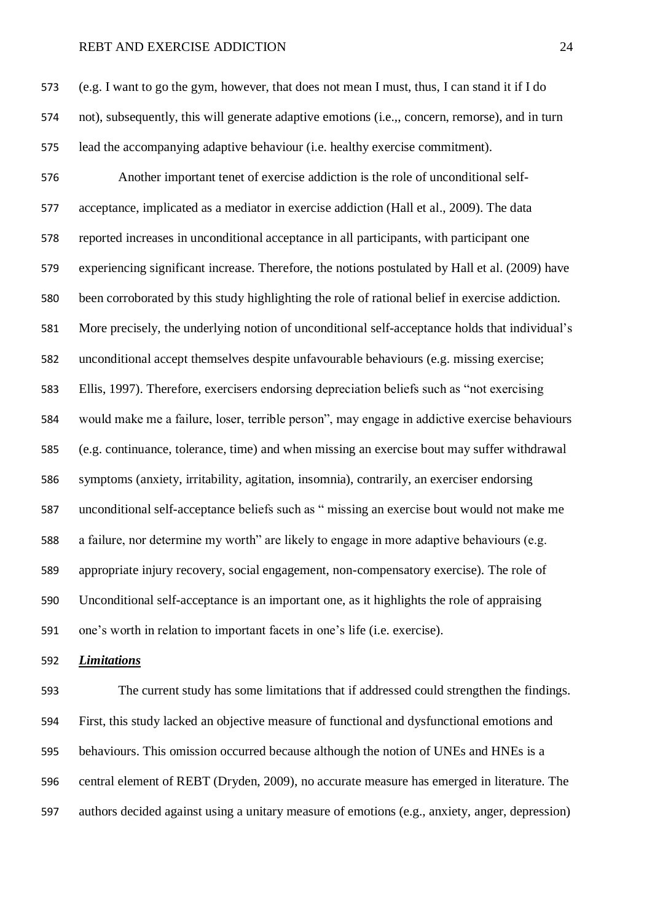(e.g. I want to go the gym, however, that does not mean I must, thus, I can stand it if I do not), subsequently, this will generate adaptive emotions (i.e.,, concern, remorse), and in turn lead the accompanying adaptive behaviour (i.e. healthy exercise commitment).

Another important tenet of exercise addiction is the role of unconditional self-acceptance, implicated as a mediator in exercise addiction (Hall et al., 2009). The data reported increases in unconditional acceptance in all participants, with participant one experiencing significant increase. Therefore, the notions postulated by Hall et al. (2009) have been corroborated by this study highlighting the role of rational belief in exercise addiction. More precisely, the underlying notion of unconditional self-acceptance holds that individual's unconditional accept themselves despite unfavourable behaviours (e.g. missing exercise; Ellis, 1997). Therefore, exercisers endorsing depreciation beliefs such as "not exercising would make me a failure, loser, terrible person", may engage in addictive exercise behaviours (e.g. continuance, tolerance, time) and when missing an exercise bout may suffer withdrawal symptoms (anxiety, irritability, agitation, insomnia), contrarily, an exerciser endorsing unconditional self-acceptance beliefs such as " missing an exercise bout would not make me a failure, nor determine my worth" are likely to engage in more adaptive behaviours (e.g. appropriate injury recovery, social engagement, non-compensatory exercise). The role of Unconditional self-acceptance is an important one, as it highlights the role of appraising one's worth in relation to important facets in one's life (i.e. exercise).

***Limitations***

The current study has some limitations that if addressed could strengthen the findings. First, this study lacked an objective measure of functional and dysfunctional emotions and behaviours. This omission occurred because although the notion of UNEs and HNEs is a central element of REBT (Dryden, 2009), no accurate measure has emerged in literature. The authors decided against using a unitary measure of emotions (e.g., anxiety, anger, depression)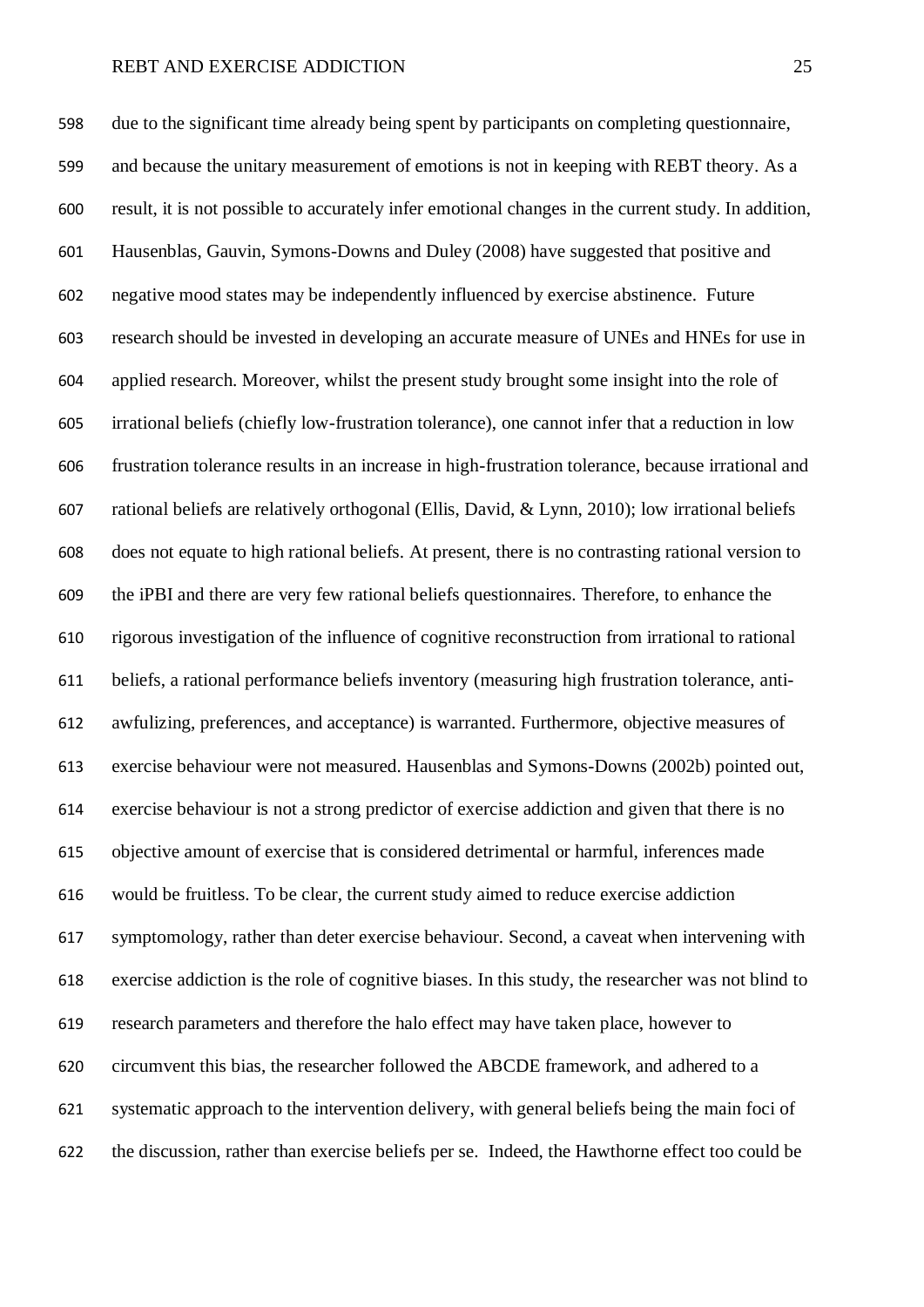due to the significant time already being spent by participants on completing questionnaire, and because the unitary measurement of emotions is not in keeping with REBT theory. As a result, it is not possible to accurately infer emotional changes in the current study. In addition, Hausenblas, Gauvin, Symons-Downs and Duley (2008) have suggested that positive and negative mood states may be independently influenced by exercise abstinence. Future research should be invested in developing an accurate measure of UNEs and HNEs for use in applied research. Moreover, whilst the present study brought some insight into the role of irrational beliefs (chiefly low-frustration tolerance), one cannot infer that a reduction in low frustration tolerance results in an increase in high-frustration tolerance, because irrational and rational beliefs are relatively orthogonal (Ellis, David, & Lynn, 2010); low irrational beliefs does not equate to high rational beliefs. At present, there is no contrasting rational version to the iPBI and there are very few rational beliefs questionnaires. Therefore, to enhance the rigorous investigation of the influence of cognitive reconstruction from irrational to rational beliefs, a rational performance beliefs inventory (measuring high frustration tolerance, anti-awfulizing, preferences, and acceptance) is warranted. Furthermore, objective measures of exercise behaviour were not measured. Hausenblas and Symons-Downs (2002b) pointed out, exercise behaviour is not a strong predictor of exercise addiction and given that there is no objective amount of exercise that is considered detrimental or harmful, inferences made would be fruitless. To be clear, the current study aimed to reduce exercise addiction symptomology, rather than deter exercise behaviour. Second, a caveat when intervening with exercise addiction is the role of cognitive biases. In this study, the researcher was not blind to research parameters and therefore the halo effect may have taken place, however to circumvent this bias, the researcher followed the ABCDE framework, and adhered to a systematic approach to the intervention delivery, with general beliefs being the main foci of the discussion, rather than exercise beliefs per se. Indeed, the Hawthorne effect too could be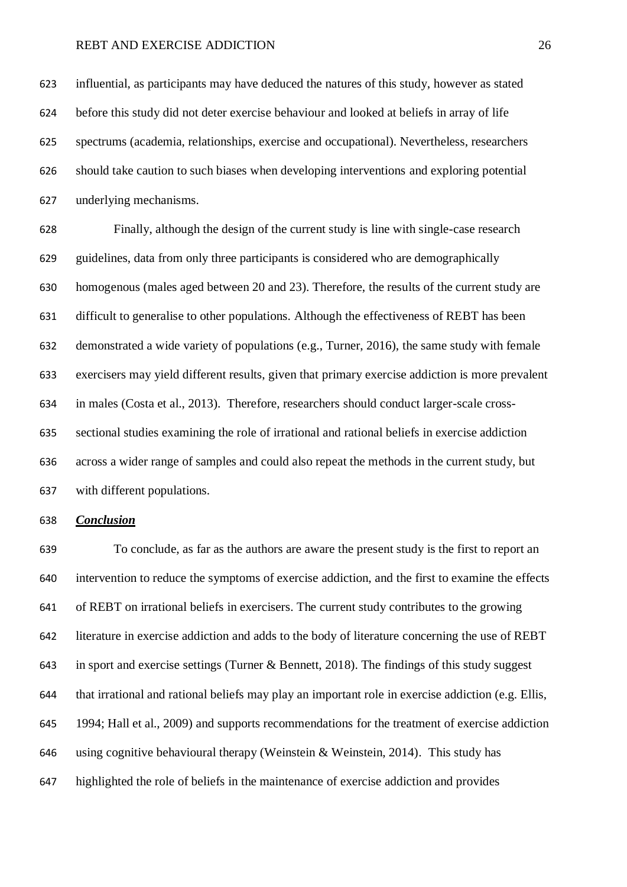influential, as participants may have deduced the natures of this study, however as stated before this study did not deter exercise behaviour and looked at beliefs in array of life spectrums (academia, relationships, exercise and occupational). Nevertheless, researchers should take caution to such biases when developing interventions and exploring potential underlying mechanisms.

Finally, although the design of the current study is line with single-case research guidelines, data from only three participants is considered who are demographically homogenous (males aged between 20 and 23). Therefore, the results of the current study are difficult to generalise to other populations. Although the effectiveness of REBT has been demonstrated a wide variety of populations (e.g., Turner, 2016), the same study with female exercisers may yield different results, given that primary exercise addiction is more prevalent in males (Costa et al., 2013). Therefore, researchers should conduct larger-scale cross-sectional studies examining the role of irrational and rational beliefs in exercise addiction across a wider range of samples and could also repeat the methods in the current study, but with different populations.

***Conclusion***

To conclude, as far as the authors are aware the present study is the first to report an intervention to reduce the symptoms of exercise addiction, and the first to examine the effects of REBT on irrational beliefs in exercisers. The current study contributes to the growing literature in exercise addiction and adds to the body of literature concerning the use of REBT in sport and exercise settings (Turner & Bennett, 2018). The findings of this study suggest that irrational and rational beliefs may play an important role in exercise addiction (e.g. Ellis, 1994; Hall et al., 2009) and supports recommendations for the treatment of exercise addiction using cognitive behavioural therapy (Weinstein & Weinstein, 2014). This study has highlighted the role of beliefs in the maintenance of exercise addiction and provides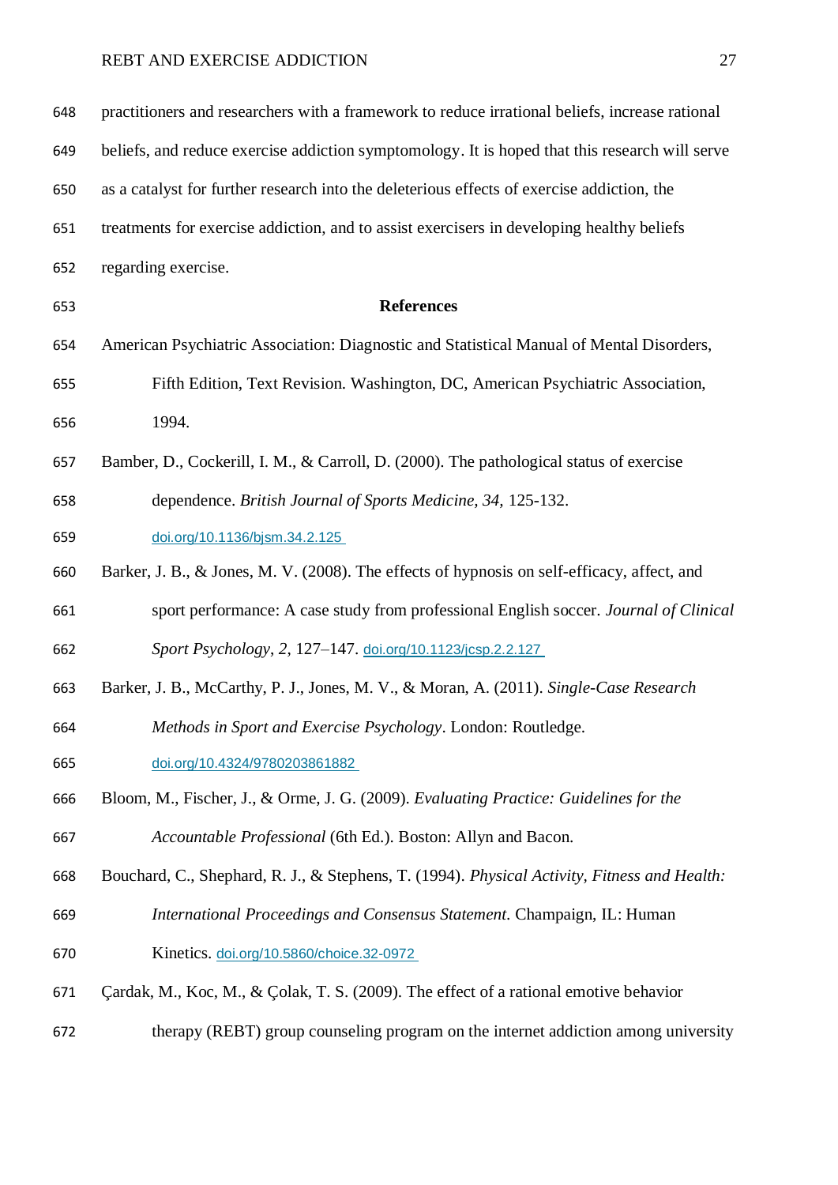practitioners and researchers with a framework to reduce irrational beliefs, increase rational beliefs, and reduce exercise addiction symptomology. It is hoped that this research will serve as a catalyst for further research into the deleterious effects of exercise addiction, the treatments for exercise addiction, and to assist exercisers in developing healthy beliefs regarding exercise.

## References

American Psychiatric Association: Diagnostic and Statistical Manual of Mental Disorders, Fifth Edition, Text Revision. Washington, DC, American Psychiatric Association, 1994.

Bamber, D., Cockerill, I. M., & Carroll, D. (2000). The pathological status of exercise dependence. *British Journal of Sports Medicine, 34,* 125-132. doi.org/10.1136/bjsm.34.2.125

Barker, J. B., & Jones, M. V. (2008). The effects of hypnosis on self-efficacy, affect, and sport performance: A case study from professional English soccer. *Journal of Clinical Sport Psychology*, *2*, 127–147. doi.org/10.1123/jcsp.2.2.127

Barker, J. B., McCarthy, P. J., Jones, M. V., & Moran, A. (2011). *Single-Case Research Methods in Sport and Exercise Psychology*. London: Routledge. doi.org/10.4324/9780203861882

Bloom, M., Fischer, J., & Orme, J. G. (2009). *Evaluating Practice: Guidelines for the Accountable Professional* (6th Ed.). Boston: Allyn and Bacon.

Bouchard, C., Shephard, R. J., & Stephens, T. (1994). *Physical Activity, Fitness and Health: International Proceedings and Consensus Statement*. Champaign, IL: Human Kinetics. doi.org/10.5860/choice.32-0972

Çardak, M., Koc, M., & Çolak, T. S. (2009). The effect of a rational emotive behavior therapy (REBT) group counseling program on the internet addiction among university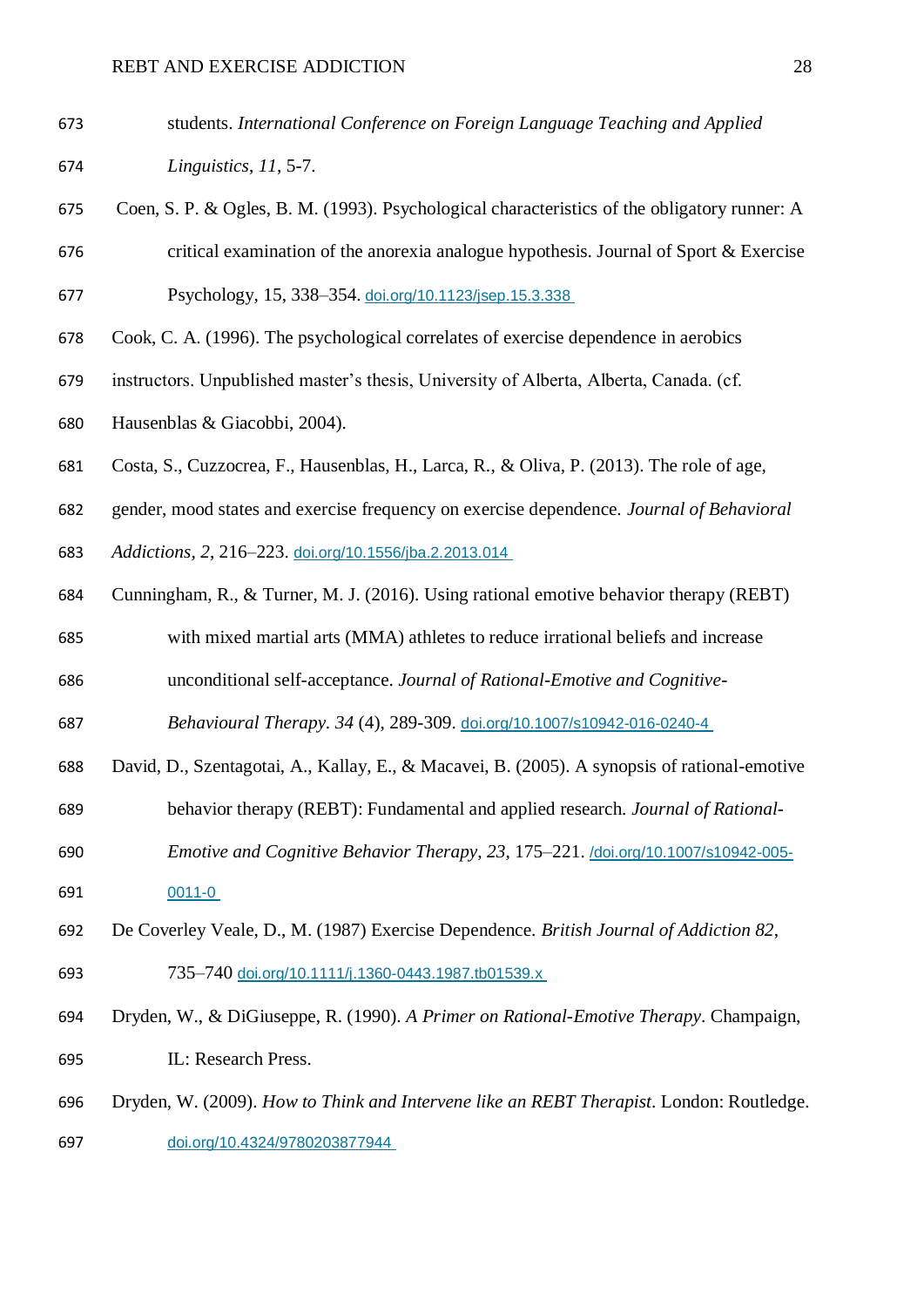students. *International Conference on Foreign Language Teaching and Applied Linguistics*, *11*, 5-7.

Coen, S. P. & Ogles, B. M. (1993). Psychological characteristics of the obligatory runner: A critical examination of the anorexia analogue hypothesis. Journal of Sport & Exercise Psychology, 15, 338–354. doi.org/10.1123/jsep.15.3.338

Cook, C. A. (1996). The psychological correlates of exercise dependence in aerobics instructors. Unpublished master's thesis, University of Alberta, Alberta, Canada. (cf. Hausenblas & Giacobbi, 2004).

Costa, S., Cuzzocrea, F., Hausenblas, H., Larca, R., & Oliva, P. (2013). The role of age, gender, mood states and exercise frequency on exercise dependence. *Journal of Behavioral Addictions*, *2*, 216–223. doi.org/10.1556/jba.2.2013.014

Cunningham, R., & Turner, M. J. (2016). Using rational emotive behavior therapy (REBT) with mixed martial arts (MMA) athletes to reduce irrational beliefs and increase unconditional self-acceptance. *Journal of Rational-Emotive and Cognitive-Behavioural Therapy*. *34* (4), 289-309. doi.org/10.1007/s10942-016-0240-4

David, D., Szentagotai, A., Kallay, E., & Macavei, B. (2005). A synopsis of rational-emotive behavior therapy (REBT): Fundamental and applied research. *Journal of Rational-Emotive and Cognitive Behavior Therapy*, *23*, 175–221. /doi.org/10.1007/s10942-005-0011-0

De Coverley Veale, D., M. (1987) Exercise Dependence. *British Journal of Addiction 82*, 735–740 doi.org/10.1111/j.1360-0443.1987.tb01539.x

Dryden, W., & DiGiuseppe, R. (1990). *A Primer on Rational-Emotive Therapy*. Champaign, IL: Research Press.

Dryden, W. (2009). *How to Think and Intervene like an REBT Therapist*. London: Routledge. doi.org/10.4324/9780203877944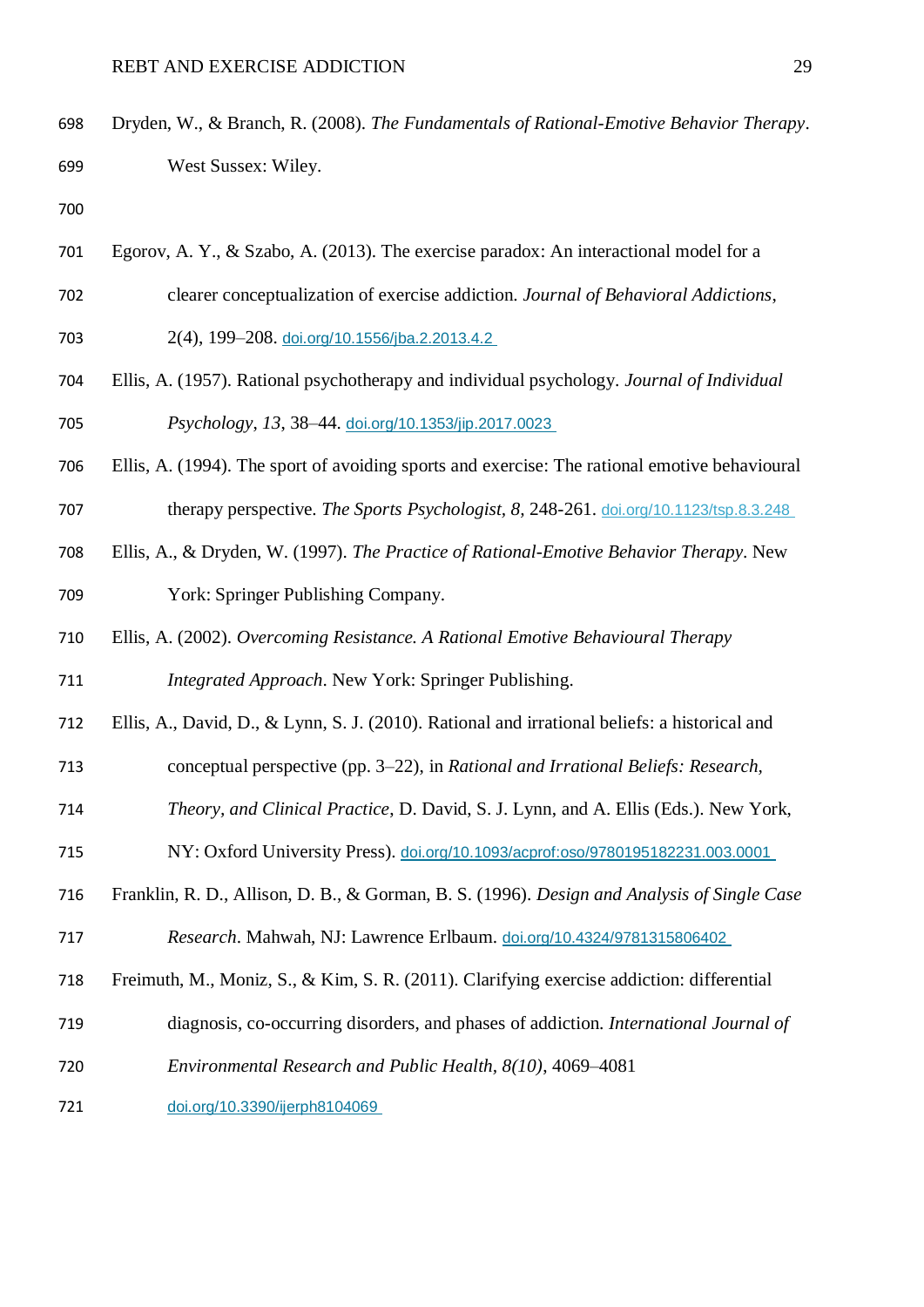Dryden, W., & Branch, R. (2008). *The Fundamentals of Rational-Emotive Behavior Therapy*. West Sussex: Wiley.

Egorov, A. Y., & Szabo, A. (2013). The exercise paradox: An interactional model for a clearer conceptualization of exercise addiction. *Journal of Behavioral Addictions*, 2(4), 199–208. doi.org/10.1556/jba.2.2013.4.2

Ellis, A. (1957). Rational psychotherapy and individual psychology. *Journal of Individual Psychology*, *13*, 38–44. doi.org/10.1353/jip.2017.0023

Ellis, A. (1994). The sport of avoiding sports and exercise: The rational emotive behavioural therapy perspective. *The Sports Psychologist, 8,* 248-261. doi.org/10.1123/tsp.8.3.248

Ellis, A., & Dryden, W. (1997). *The Practice of Rational-Emotive Behavior Therapy*. New York: Springer Publishing Company.

Ellis, A. (2002). *Overcoming Resistance. A Rational Emotive Behavioural Therapy Integrated Approach*. New York: Springer Publishing.

Ellis, A., David, D., & Lynn, S. J. (2010). Rational and irrational beliefs: a historical and conceptual perspective (pp. 3–22), in *Rational and Irrational Beliefs: Research, Theory, and Clinical Practice*, D. David, S. J. Lynn, and A. Ellis (Eds.). New York, NY: Oxford University Press). doi.org/10.1093/acprof:oso/9780195182231.003.0001

Franklin, R. D., Allison, D. B., & Gorman, B. S. (1996). *Design and Analysis of Single Case Research*. Mahwah, NJ: Lawrence Erlbaum. doi.org/10.4324/9781315806402

Freimuth, M., Moniz, S., & Kim, S. R. (2011). Clarifying exercise addiction: differential diagnosis, co-occurring disorders, and phases of addiction. *International Journal of Environmental Research and Public Health, 8(10)*, 4069–4081 doi.org/10.3390/ijerph8104069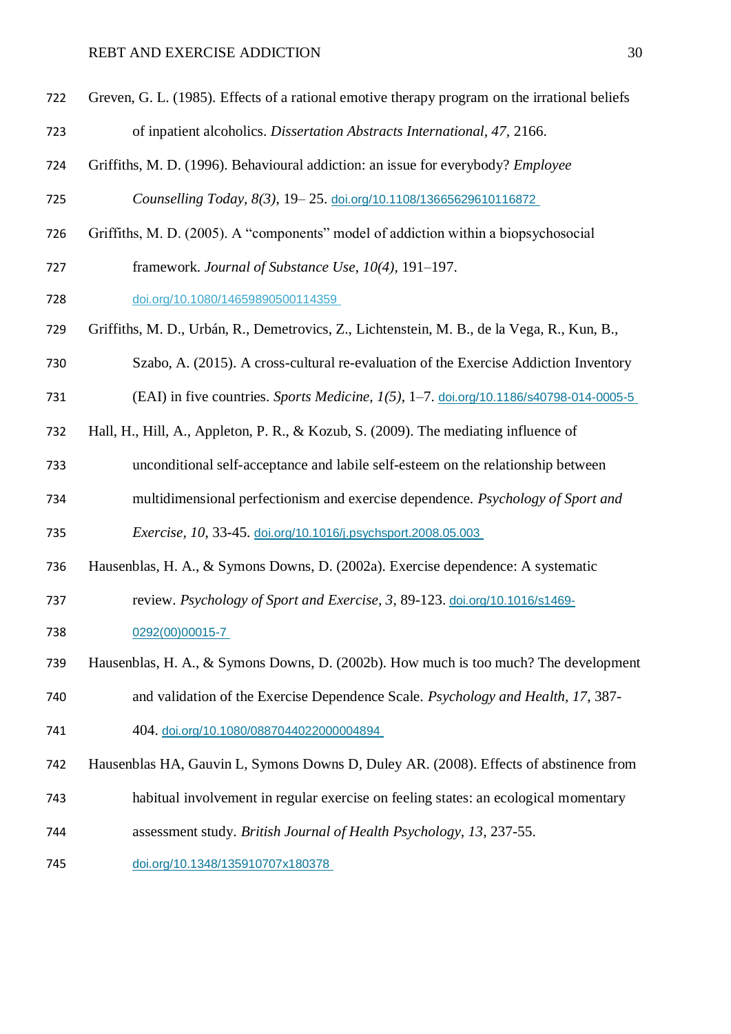Greven, G. L. (1985). Effects of a rational emotive therapy program on the irrational beliefs of inpatient alcoholics. *Dissertation Abstracts International, 47*, 2166.

Griffiths, M. D. (1996). Behavioural addiction: an issue for everybody? *Employee Counselling Today, 8(3)*, 19– 25. doi.org/10.1108/13665629610116872

Griffiths, M. D. (2005). A "components" model of addiction within a biopsychosocial framework. *Journal of Substance Use, 10(4)*, 191–197. doi.org/10.1080/14659890500114359

Griffiths, M. D., Urbán, R., Demetrovics, Z., Lichtenstein, M. B., de la Vega, R., Kun, B., Szabo, A. (2015). A cross-cultural re-evaluation of the Exercise Addiction Inventory (EAI) in five countries. *Sports Medicine, 1(5)*, 1–7. doi.org/10.1186/s40798-014-0005-5

Hall, H., Hill, A., Appleton, P. R., & Kozub, S. (2009). The mediating influence of unconditional self-acceptance and labile self-esteem on the relationship between multidimensional perfectionism and exercise dependence. *Psychology of Sport and Exercise*, *10*, 33-45. doi.org/10.1016/j.psychsport.2008.05.003

Hausenblas, H. A., & Symons Downs, D. (2002a). Exercise dependence: A systematic review. *Psychology of Sport and Exercise*, *3*, 89-123. doi.org/10.1016/s1469-0292(00)00015-7

Hausenblas, H. A., & Symons Downs, D. (2002b). How much is too much? The development and validation of the Exercise Dependence Scale. *Psychology and Health*, *17*, 387-404. doi.org/10.1080/0887044022000004894

Hausenblas HA, Gauvin L, Symons Downs D, Duley AR. (2008). Effects of abstinence from habitual involvement in regular exercise on feeling states: an ecological momentary assessment study. *British Journal of Health Psychology*, *13*, 237-55. doi.org/10.1348/135910707x180378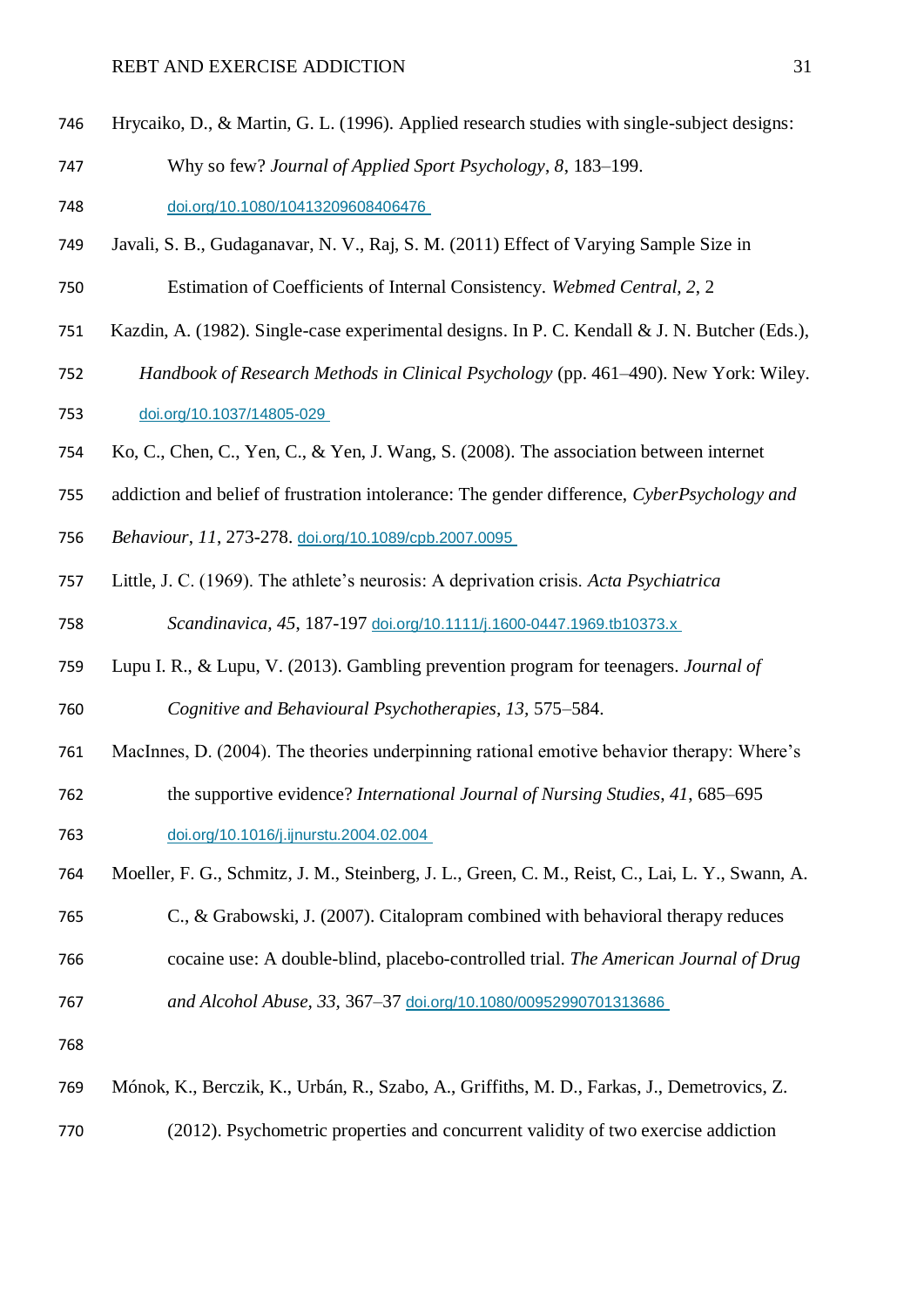Hrycaiko, D., & Martin, G. L. (1996). Applied research studies with single-subject designs: Why so few? *Journal of Applied Sport Psychology*, *8*, 183–199. doi.org/10.1080/10413209608406476

Javali, S. B., Gudaganavar, N. V., Raj, S. M. (2011) Effect of Varying Sample Size in Estimation of Coefficients of Internal Consistency. *Webmed Central, 2*, 2

Kazdin, A. (1982). Single-case experimental designs. In P. C. Kendall & J. N. Butcher (Eds.), *Handbook of Research Methods in Clinical Psychology* (pp. 461–490). New York: Wiley. doi.org/10.1037/14805-029

Ko, C., Chen, C., Yen, C., & Yen, J. Wang, S. (2008). The association between internet addiction and belief of frustration intolerance: The gender difference, *CyberPsychology and Behaviour*, *11*, 273-278. doi.org/10.1089/cpb.2007.0095

Little, J. C. (1969). The athlete's neurosis: A deprivation crisis. *Acta Psychiatrica Scandinavica, 45*, 187-197 doi.org/10.1111/j.1600-0447.1969.tb10373.x

Lupu I. R., & Lupu, V. (2013). Gambling prevention program for teenagers. *Journal of Cognitive and Behavioural Psychotherapies*, *13,* 575–584.

MacInnes, D. (2004). The theories underpinning rational emotive behavior therapy: Where's the supportive evidence? *International Journal of Nursing Studies*, *41*, 685–695 doi.org/10.1016/j.ijnurstu.2004.02.004

Moeller, F. G., Schmitz, J. M., Steinberg, J. L., Green, C. M., Reist, C., Lai, L. Y., Swann, A. C., & Grabowski, J. (2007). Citalopram combined with behavioral therapy reduces cocaine use: A double-blind, placebo-controlled trial. *The American Journal of Drug and Alcohol Abuse, 33,* 367–37 doi.org/10.1080/00952990701313686

Mónok, K., Berczik, K., Urbán, R., Szabo, A., Griffiths, M. D., Farkas, J., Demetrovics, Z. (2012). Psychometric properties and concurrent validity of two exercise addiction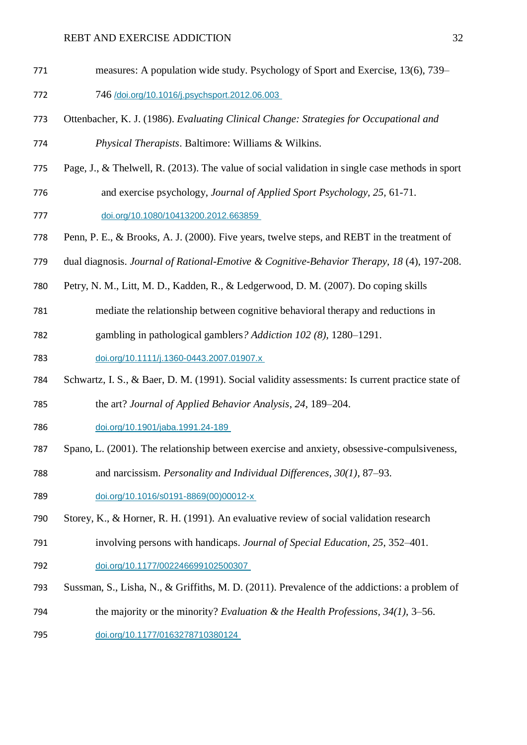measures: A population wide study. Psychology of Sport and Exercise, 13(6), 739–746 /doi.org/10.1016/j.psychsport.2012.06.003

Ottenbacher, K. J. (1986). *Evaluating Clinical Change: Strategies for Occupational and Physical Therapists*. Baltimore: Williams & Wilkins.

Page, J., & Thelwell, R. (2013). The value of social validation in single case methods in sport and exercise psychology, *Journal of Applied Sport Psychology, 25,* 61-71. doi.org/10.1080/10413200.2012.663859

Penn, P. E., & Brooks, A. J. (2000). Five years, twelve steps, and REBT in the treatment of dual diagnosis. *Journal of Rational-Emotive & Cognitive-Behavior Therapy*, *18* (4), 197-208.

Petry, N. M., Litt, M. D., Kadden, R., & Ledgerwood, D. M. (2007). Do coping skills mediate the relationship between cognitive behavioral therapy and reductions in gambling in pathological gamblers*? Addiction 102 (8)*, 1280–1291. doi.org/10.1111/j.1360-0443.2007.01907.x

Schwartz, I. S., & Baer, D. M. (1991). Social validity assessments: Is current practice state of the art? *Journal of Applied Behavior Analysis*, *24*, 189–204. doi.org/10.1901/jaba.1991.24-189

Spano, L. (2001). The relationship between exercise and anxiety, obsessive-compulsiveness, and narcissism. *Personality and Individual Differences*, *30(1)*, 87–93. doi.org/10.1016/s0191-8869(00)00012-x

Storey, K., & Horner, R. H. (1991). An evaluative review of social validation research involving persons with handicaps. *Journal of Special Education*, *25*, 352–401. doi.org/10.1177/002246699102500307

Sussman, S., Lisha, N., & Griffiths, M. D. (2011). Prevalence of the addictions: a problem of the majority or the minority? *Evaluation & the Health Professions, 34(1),* 3–56. doi.org/10.1177/0163278710380124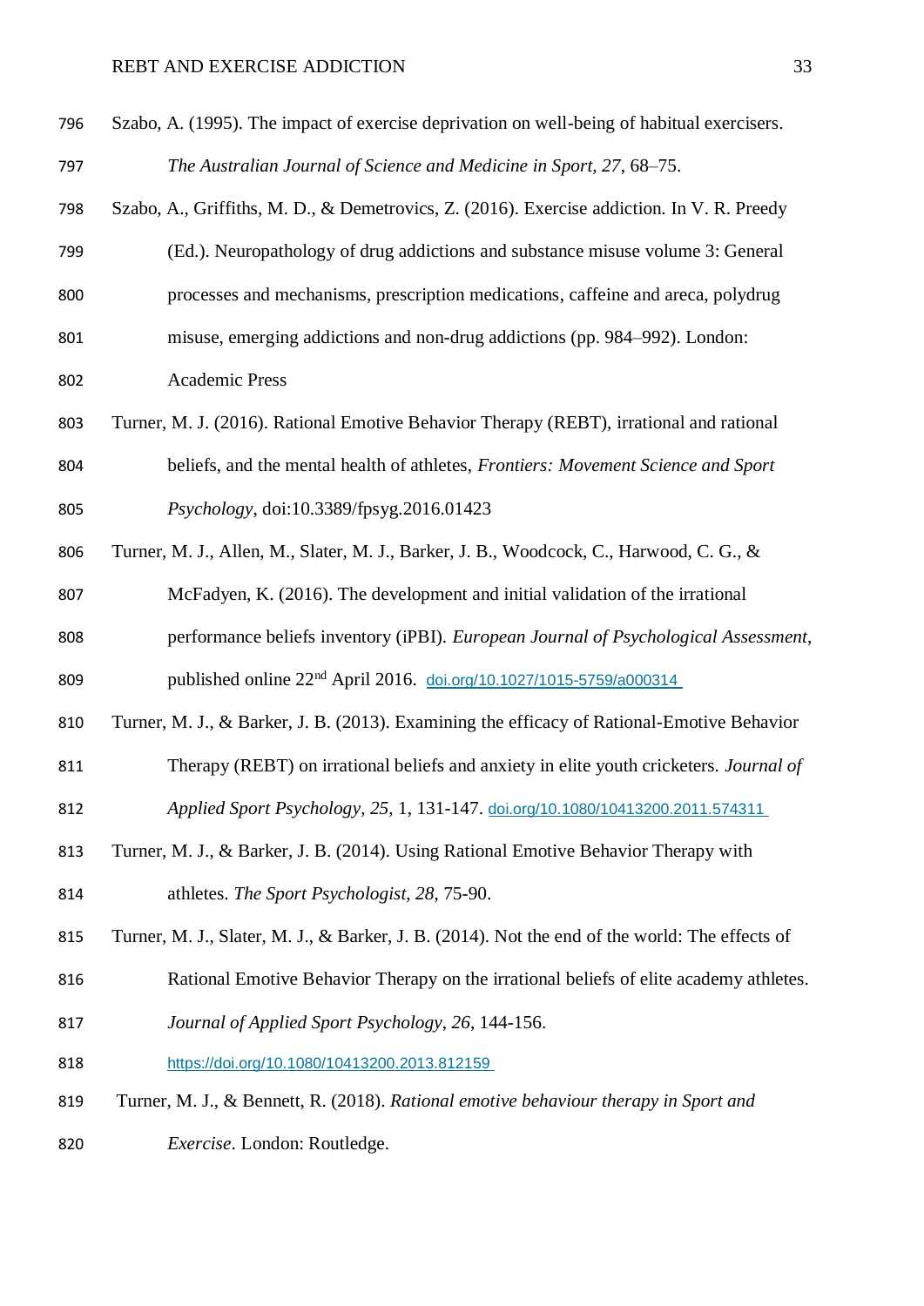Szabo, A. (1995). The impact of exercise deprivation on well-being of habitual exercisers. *The Australian Journal of Science and Medicine in Sport, 27*, 68–75.

Szabo, A., Griffiths, M. D., & Demetrovics, Z. (2016). Exercise addiction. In V. R. Preedy (Ed.). Neuropathology of drug addictions and substance misuse volume 3: General processes and mechanisms, prescription medications, caffeine and areca, polydrug misuse, emerging addictions and non-drug addictions (pp. 984–992). London: Academic Press

Turner, M. J. (2016). Rational Emotive Behavior Therapy (REBT), irrational and rational beliefs, and the mental health of athletes, *Frontiers: Movement Science and Sport Psychology*, doi:10.3389/fpsyg.2016.01423

Turner, M. J., Allen, M., Slater, M. J., Barker, J. B., Woodcock, C., Harwood, C. G., & McFadyen, K. (2016). The development and initial validation of the irrational performance beliefs inventory (iPBI). *European Journal of Psychological Assessment*, published online 22nd April 2016. doi.org/10.1027/1015-5759/a000314

Turner, M. J., & Barker, J. B. (2013). Examining the efficacy of Rational-Emotive Behavior Therapy (REBT) on irrational beliefs and anxiety in elite youth cricketers. *Journal of Applied Sport Psychology*, *25*, 1, 131-147. doi.org/10.1080/10413200.2011.574311

Turner, M. J., & Barker, J. B. (2014). Using Rational Emotive Behavior Therapy with athletes. *The Sport Psychologist*, *28*, 75-90.

Turner, M. J., Slater, M. J., & Barker, J. B. (2014). Not the end of the world: The effects of Rational Emotive Behavior Therapy on the irrational beliefs of elite academy athletes. *Journal of Applied Sport Psychology*, *26*, 144-156. https://doi.org/10.1080/10413200.2013.812159

Turner, M. J., & Bennett, R. (2018). *Rational emotive behaviour therapy in Sport and Exercise*. London: Routledge.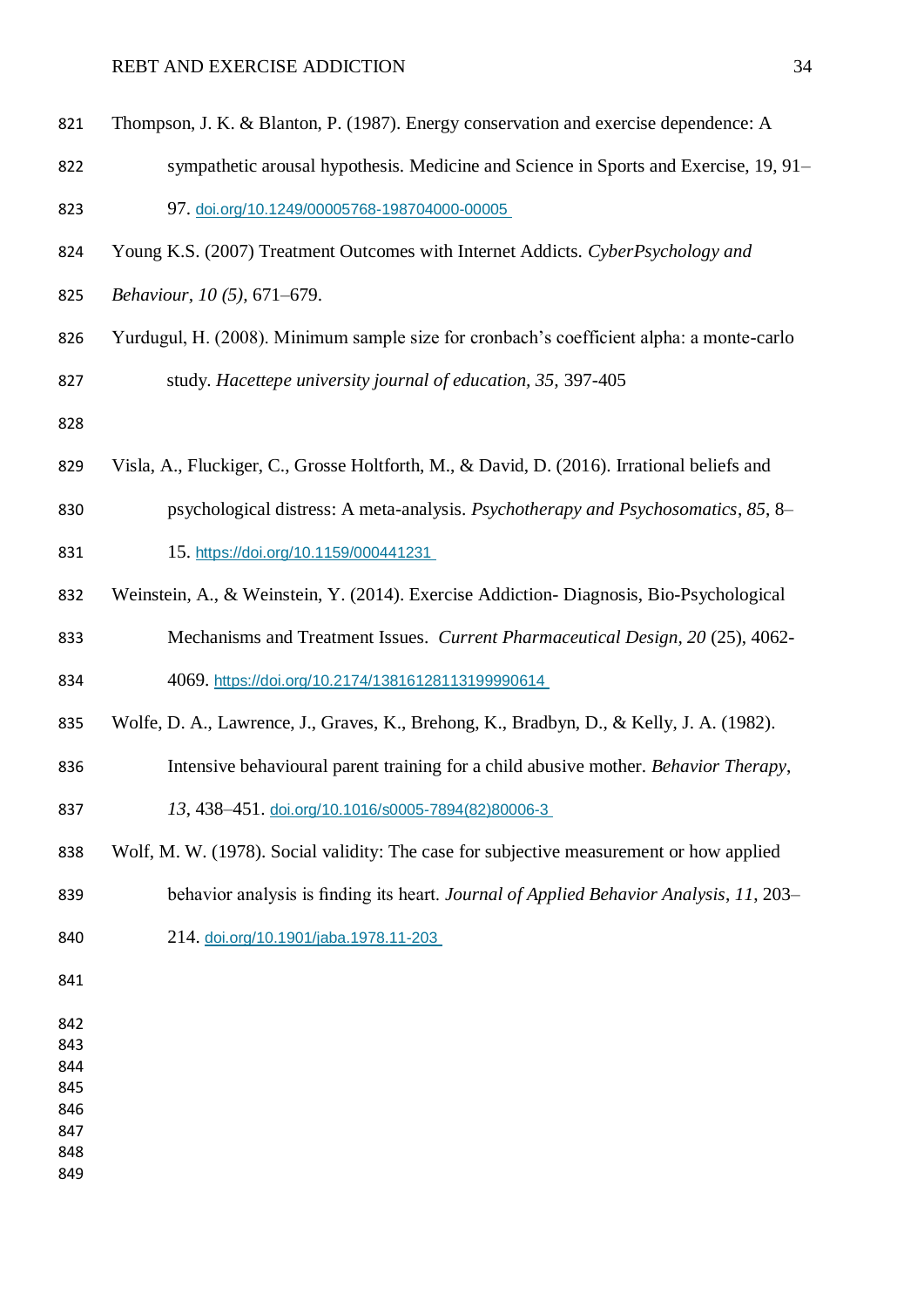Thompson, J. K. & Blanton, P. (1987). Energy conservation and exercise dependence: A sympathetic arousal hypothesis. Medicine and Science in Sports and Exercise, 19, 91–97. doi.org/10.1249/00005768-198704000-00005

Young K.S. (2007) Treatment Outcomes with Internet Addicts. *CyberPsychology and Behaviour*, *10 (5)*, 671–679.

Yurdugul, H. (2008). Minimum sample size for cronbach's coefficient alpha: a monte-carlo study. *Hacettepe university journal of education, 35,* 397-405

Visla, A., Fluckiger, C., Grosse Holtforth, M., & David, D. (2016). Irrational beliefs and psychological distress: A meta-analysis. *Psychotherapy and Psychosomatics*, *85*, 8–15. https://doi.org/10.1159/000441231

Weinstein, A., & Weinstein, Y. (2014). Exercise Addiction- Diagnosis, Bio-Psychological Mechanisms and Treatment Issues. *Current Pharmaceutical Design*, *20* (25), 4062-4069. https://doi.org/10.2174/13816128113199990614

Wolfe, D. A., Lawrence, J., Graves, K., Brehong, K., Bradbyn, D., & Kelly, J. A. (1982). Intensive behavioural parent training for a child abusive mother. *Behavior Therapy*, *13*, 438–451. doi.org/10.1016/s0005-7894(82)80006-3

Wolf, M. W. (1978). Social validity: The case for subjective measurement or how applied behavior analysis is finding its heart. *Journal of Applied Behavior Analysis*, *11*, 203–214. doi.org/10.1901/jaba.1978.11-203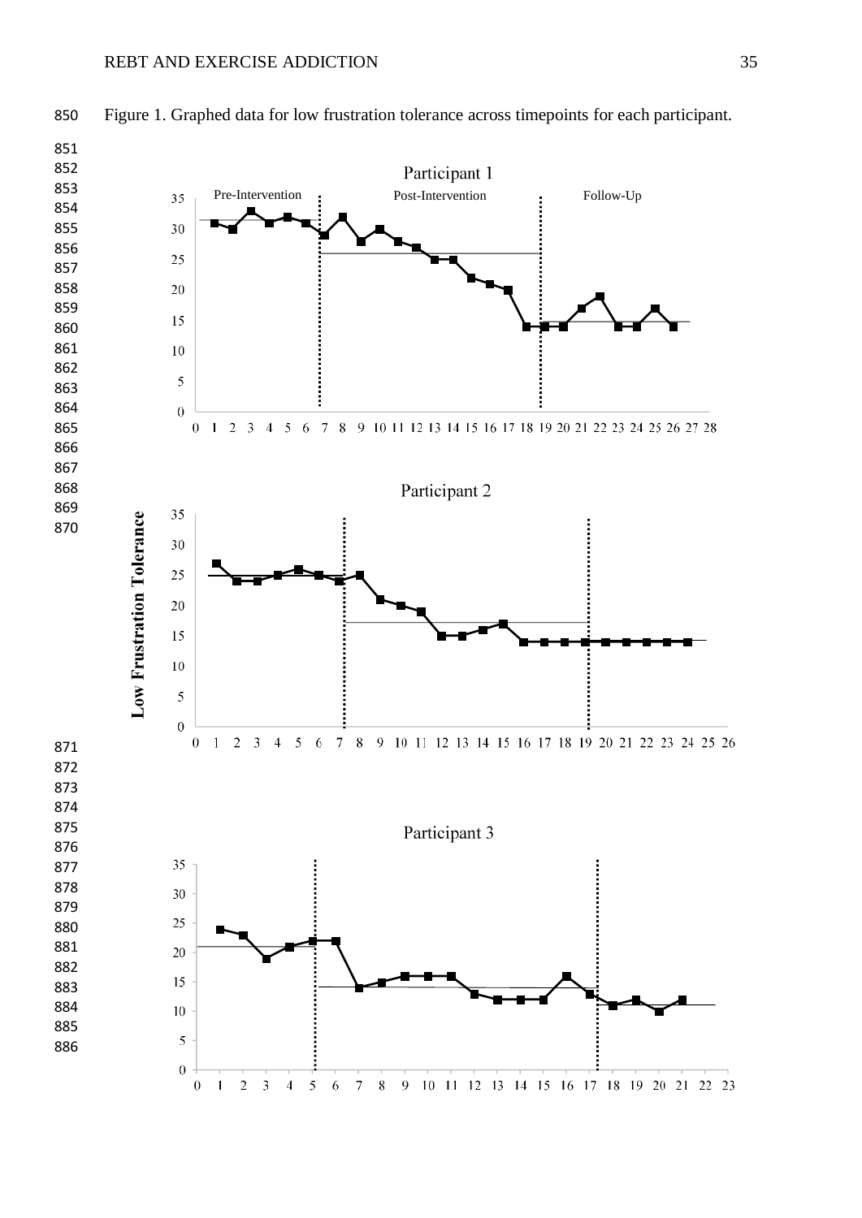Figure 1. Graphed data for low frustration tolerance across timepoints for each participant.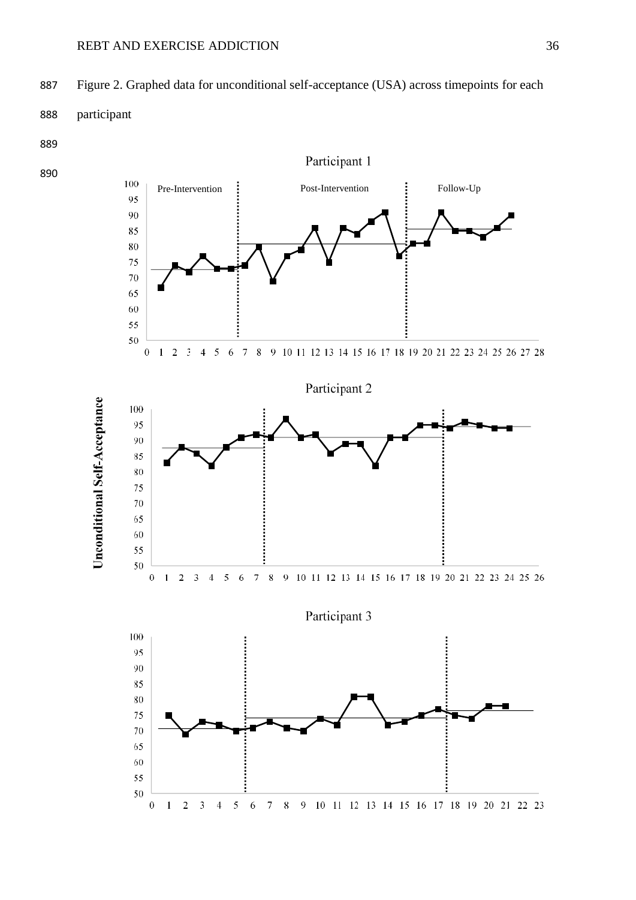Figure 2. Graphed data for unconditional self-acceptance (USA) across timepoints for each participant

Participant 1

Pre-Intervention

Post-Intervention

Follow-Up

100
95
90
85
80
75
70
65
60
55
50

0 1 2 3 4 5 6 7 8 9 10 11 12 13 14 15 16 17 18 19 20 21 22 23 24 25 26 27 28

Unconditional Self-Acceptance

Participant 2

100
95
90
85
80
75
70
65
60
55
50

0 1 2 3 4 5 6 7 8 9 10 11 12 13 14 15 16 17 18 19 20 21 22 23 24 25 26

Participant 3

100
95
90
85
80
75
70
65
60
55
50

0 1 2 3 4 5 6 7 8 9 10 11 12 13 14 15 16 17 18 19 20 21 22 23